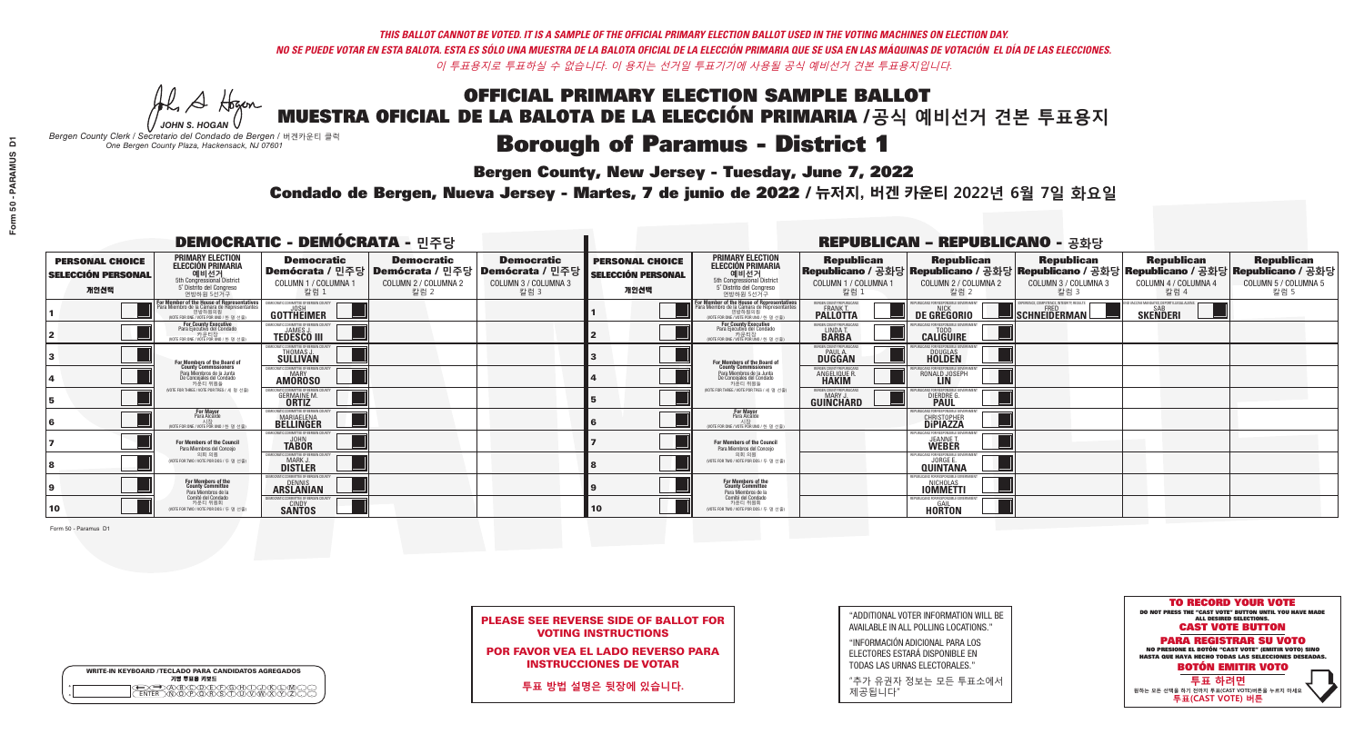*THIS BALLOT CANNOT BE VOTED. IT IS A SAMPLE OF THE OFFICIAL PRIMARY ELECTION BALLOT USED IN THE VOTING MACHINES ON ELECTION DAY.*
*NO SE PUEDE VOTAR EN ESTA BALOTA. ESTA ES SÓLO UNA MUESTRA DE LA BALOTA OFICIAL DE LA ELECCIÓN PRIMARIA QUE SE USA EN LAS MÁQUINAS DE VOTACIÓN EL DÍA DE LAS ELECCIONES.*
*이 투표용지로 투표하실 수 없습니다. 이 용지는 선거일 투표기기에 사용될 공식 예비선거 견본 투표용지입니다.*

JOHN S. HOGAN
*Bergen County Clerk / Secretario del Condado de Bergen / 버겐카운티 클럭*
*One Bergen County Plaza, Hackensack, NJ 07601*

# OFFICIAL PRIMARY ELECTION SAMPLE BALLOT
# MUESTRA OFICIAL DE LA BALOTA DE LA ELECCIÓN PRIMARIA / 공식 예비선거 견본 투표용지

## Borough of Paramus - District 1

**Bergen County, New Jersey - Tuesday, June 7, 2022**

**Condado de Bergen, Nueva Jersey - Martes, 7 de junio de 2022 / 뉴저지, 버겐 카운티 2022년 6월 7일 화요일**

### DEMOCRATIC - DEMÓCRATA - 민주당

| PERSONAL CHOICE / SELECCIÓN PERSONAL / 개인선택 | PRIMARY ELECTION / ELECCIÓN PRIMARIA / 예비선거 (5th Congressional District / 5° Distrito del Congreso / 연방하원 5선거구) | Democratic / Demócrata / 민주당 COLUMN 1 / COLUMNA 1 / 칼럼 1 | Democratic / Demócrata / 민주당 COLUMN 2 / COLUMNA 2 / 칼럼 2 | Democratic / Demócrata / 민주당 COLUMN 3 / COLUMNA 3 / 칼럼 3 |
|---|---|---|---|---|
| 1 | For Member of the House of Representatives / Para Miembro de la Cámara de Representantes / 연방하원의원 (VOTE FOR ONE / VOTE POR UNO / 한 명 선출) | JOSH GOTTHEIMER | | |
| 2 | For County Executive / Para Ejecutivo del Condado / 카운티장 (VOTE FOR ONE / VOTE POR UNO / 한 명 선출) | JAMES J. TEDESCO III | | |
| 3 | For Members of the Board of County Commissioners / Para Miembros de la Junta De Concejales del Condado / 카운티 위원들 (VOTE FOR THREE / VOTE POR TRES / 세 명 선출) | THOMAS J. SULLIVAN | | |
| 4 | | MARY AMOROSO | | |
| 5 | | GERMAINE M. ORTIZ | | |
| 6 | For Mayor / Para Alcalde / 시장 (VOTE FOR ONE / VOTE POR UNO / 한 명 선출) | MARIAELENA BELLINGER | | |
| 7 | For Members of the Council / Para Miembros del Concejo / 의회 의원 (VOTE FOR TWO / VOTE POR DOS / 두 명 선출) | JOHN TABOR | | |
| 8 | | MARK J. DISTLER | | |
| 9 | For Members of the County Committee / Para Miembros de la Comité del Condado / 카운티 위원회 (VOTE FOR TWO / VOTE POR DOS / 두 명 선출) | DENNIS ARSLANIAN | | |
| 10 | | CINDY SANTOS | | |

### REPUBLICAN - REPUBLICANO - 공화당

| PERSONAL CHOICE / SELECCIÓN PERSONAL / 개인선택 | PRIMARY ELECTION / ELECCIÓN PRIMARIA / 예비선거 (5th Congressional District / 5° Distrito del Congreso / 연방하원 5선거구) | Republican / Republicano / 공화당 COLUMN 1 / COLUMNA 1 / 칼럼 1 | Republican / Republicano / 공화당 COLUMN 2 / COLUMNA 2 / 칼럼 2 | Republican / Republicano / 공화당 COLUMN 3 / COLUMNA 3 / 칼럼 3 | Republican / Republicano / 공화당 COLUMN 4 / COLUMNA 4 / 칼럼 4 | Republican / Republicano / 공화당 COLUMN 5 / COLUMNA 5 / 칼럼 5 |
|---|---|---|---|---|---|---|
| 1 | For Member of the House of Representatives / Para Miembro de la Cámara de Representantes / 연방하원의원 (VOTE FOR ONE / VOTE POR UNO / 한 명 선출) | FRANK T. PALLOTTA | NICK DE GREGORIO | FRED SCHNEIDERMAN | SAB SKENDERI | |
| 2 | For County Executive / Para Ejecutivo del Condado / 카운티장 (VOTE FOR ONE / VOTE POR UNO / 한 명 선출) | LINDA T. BARBA | TODD CALIGUIRE | | | |
| 3 | For Members of the Board of County Commissioners / Para Miembros de la Junta De Concejales del Condado / 카운티 위원들 (VOTE FOR THREE / VOTE POR TRES / 세 명 선출) | PAUL A. DUGGAN | DOUGLAS HOLDEN | | | |
| 4 | | ANGELIQUE R. HAKIM | RONALD JOSEPH LIN | | | |
| 5 | | MARY J. GUINCHARD | DIERDRE G. PAUL | | | |
| 6 | For Mayor / Para Alcalde / 시장 (VOTE FOR ONE / VOTE POR UNO / 한 명 선출) | | CHRISTOPHER DiPIAZZA | | | |
| 7 | For Members of the Council / Para Miembros del Concejo / 의회 의원 (VOTE FOR TWO / VOTE POR DOS / 두 명 선출) | | JEANNE T. WEBER | | | |
| 8 | | | JORGE E. QUINTANA | | | |
| 9 | For Members of the County Committee / Para Miembros de la Comité del Condado / 카운티 위원회 (VOTE FOR TWO / VOTE POR DOS / 두 명 선출) | | NICHOLAS IOMMETTI | | | |
| 10 | | | GAIL HORTON | | | |

Form 50 - Paramus D1

**PLEASE SEE REVERSE SIDE OF BALLOT FOR VOTING INSTRUCTIONS**

**POR FAVOR VEA EL LADO REVERSO PARA INSTRUCCIONES DE VOTAR**

**투표 방법 설명은 뒷장에 있습니다.**

"ADDITIONAL VOTER INFORMATION WILL BE AVAILABLE IN ALL POLLING LOCATIONS."

"INFORMACIÓN ADICIONAL PARA LOS ELECTORES ESTARÁ DISPONIBLE EN TODAS LAS URNAS ELECTORALES."

"추가 유권자 정보는 모든 투표소에서 제공됩니다"

WRITE-IN KEYBOARD /TECLADO PARA CANDIDATOS AGREGADOS
기명 투표용 키보드

**TO RECORD YOUR VOTE**
DO NOT PRESS THE "CAST VOTE" BUTTON UNTIL YOU HAVE MADE ALL DESIRED SELECTIONS.
**CAST VOTE BUTTON**

**PARA REGISTRAR SU VOTO**
NO PRESIONE EL BOTÓN "CAST VOTE" (EMITIR VOTO) SINO HASTA QUE HAYA HECHO TODAS LAS SELECCIONES DESEADAS.
**BOTÓN EMITIR VOTO**

**투표 하려면**
원하는 모든 선택을 하기 전까지 투표(CAST VOTE)버튼을 누르지 마세요.
**투표(CAST VOTE) 버튼**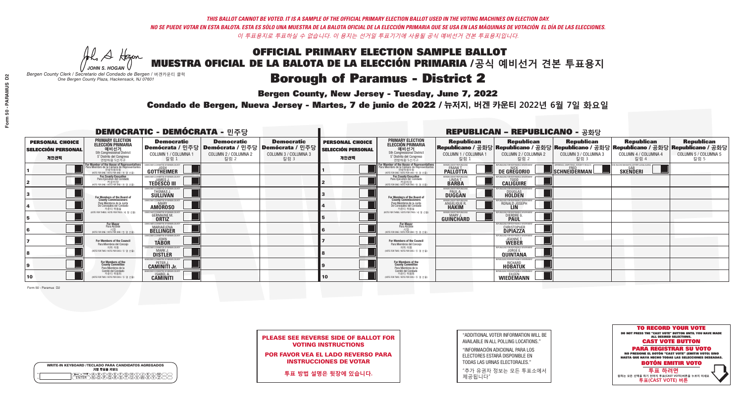*THIS BALLOT CANNOT BE VOTED. IT IS A SAMPLE OF THE OFFICIAL PRIMARY ELECTION BALLOT USED IN THE VOTING MACHINES ON ELECTION DAY.*
*NO SE PUEDE VOTAR EN ESTA BALOTA. ESTA ES SÓLO UNA MUESTRA DE LA BALOTA OFICIAL DE LA ELECCIÓN PRIMARIA QUE SE USA EN LAS MÁQUINAS DE VOTACIÓN EL DÍA DE LAS ELECCIONES.*
*이 투표용지로 투표하실 수 없습니다. 이 용지는 선거일 투표기기에 사용될 공식 예비선거 견본 투표용지입니다.*

JOHN S. HOGAN
*Bergen County Clerk / Secretario del Condado de Bergen / 버겐카운티 클럭*
*One Bergen County Plaza, Hackensack, NJ 07601*

# OFFICIAL PRIMARY ELECTION SAMPLE BALLOT
# MUESTRA OFICIAL DE LA BALOTA DE LA ELECCIÓN PRIMARIA /공식 예비선거 견본 투표용지

## Borough of Paramus - District 2

**Bergen County, New Jersey - Tuesday, June 7, 2022**

**Condado de Bergen, Nueva Jersey - Martes, 7 de junio de 2022 / 뉴저지, 버겐 카운티 2022년 6월 7일 화요일**

### DEMOCRATIC - DEMÓCRATA - 민주당

| PERSONAL CHOICE / SELECCIÓN PERSONAL / 개인선택 | PRIMARY ELECTION / ELECCIÓN PRIMARIA / 예비선거 | Democratic / Demócrata / 민주당 COLUMN 1 / COLUMNA 1 / 칼럼 1 | Democratic / Demócrata / 민주당 COLUMN 2 / COLUMNA 2 / 칼럼 2 | Democratic / Demócrata / 민주당 COLUMN 3 / COLUMNA 3 / 칼럼 3 |
|---|---|---|---|---|
| 1 | For Member of the House of Representatives / Para Miembro de la Cámara de Representantes / 연방하원의원 (5th Congressional District) (VOTE FOR ONE / VOTE POR UNO / 한 명 선출) | JOSH GOTTHEIMER | | |
| 2 | For County Executive / Para Ejecutivo del Condado / 카운티장 (VOTE FOR ONE / VOTE POR UNO / 한 명 선출) | JAMES J. TEDESCO III | | |
| 3 | For Members of the Board of County Commissioners / Para Miembros de la Junta De Concejales del Condado / 카운티 위원들 (VOTE FOR THREE / VOTE POR TRES / 세 명 선출) | THOMAS J. SULLIVAN | | |
| 4 | | MARY AMOROSO | | |
| 5 | | GERMAINE M. ORTIZ | | |
| 6 | For Mayor / Para Alcalde / 시장 (VOTE FOR ONE / VOTE POR UNO / 한 명 선출) | MARIAELENA BELLINGER | | |
| 7 | For Members of the Council / Para Miembros del Concejo / 의회 의원 (VOTE FOR TWO / VOTE POR DOS / 두 명 선출) | JOHN TABOR | | |
| 8 | | MARK J. DISTLER | | |
| 9 | For Members of the County Committee / Para Miembros de la Comité del Condado / 카운티 위원회 (VOTE FOR TWO / VOTE POR DOS / 두 명 선출) | PETER J. CAMINITI Jr. | | |
| 10 | | ISABEL A. CAMINITI | | |

### REPUBLICAN - REPUBLICANO - 공화당

| PERSONAL CHOICE / SELECCIÓN PERSONAL / 개인선택 | PRIMARY ELECTION / ELECCIÓN PRIMARIA / 예비선거 | Republican / Republicano / 공화당 COLUMN 1 / COLUMNA 1 / 칼럼 1 | Republican / Republicano / 공화당 COLUMN 2 / COLUMNA 2 / 칼럼 2 | Republican / Republicano / 공화당 COLUMN 3 / COLUMNA 3 / 칼럼 3 | Republican / Republicano / 공화당 COLUMN 4 / COLUMNA 4 / 칼럼 4 | Republican / Republicano / 공화당 COLUMN 5 / COLUMNA 5 / 칼럼 5 |
|---|---|---|---|---|---|---|
| 1 | For Member of the House of Representatives / Para Miembro de la Cámara de Representantes / 연방하원의원 (5th Congressional District) (VOTE FOR ONE / VOTE POR UNO / 한 명 선출) | FRANK T. PALLOTTA | NICK DE GREGORIO | FRED SCHNEIDERMAN | SAB SKENDERI | |
| 2 | For County Executive / Para Ejecutivo del Condado / 카운티장 (VOTE FOR ONE / VOTE POR UNO / 한 명 선출) | LINDA T. BARBA | TODD CALIGUIRE | | | |
| 3 | For Members of the Board of County Commissioners / Para Miembros de la Junta De Concejales del Condado / 카운티 위원들 (VOTE FOR THREE / VOTE POR TRES / 세 명 선출) | PAUL A. DUGGAN | DOUGLAS HOLDEN | | | |
| 4 | | ANGELIQUE R. HAKIM | RONALD JOSEPH LIN | | | |
| 5 | | MARY J. GUINCHARD | DIERDRE G. PAUL | | | |
| 6 | For Mayor / Para Alcalde / 시장 (VOTE FOR ONE / VOTE POR UNO / 한 명 선출) | | CHRISTOPHER DiPIAZZA | | | |
| 7 | For Members of the Council / Para Miembros del Concejo / 의회 의원 (VOTE FOR TWO / VOTE POR DOS / 두 명 선출) | | JEANNE T. WEBER | | | |
| 8 | | | JORGE E. QUINTANA | | | |
| 9 | For Members of the County Committee / Para Miembros de la Comité del Condado / 카운티 위원회 (VOTE FOR TWO / VOTE POR DOS / 두 명 선출) | | RICHARD HOBATUK | | | |
| 10 | | | EILEEN WIEDEMANN | | | |

Form 50 - Paramus D2

**PLEASE SEE REVERSE SIDE OF BALLOT FOR VOTING INSTRUCTIONS**

**POR FAVOR VEA EL LADO REVERSO PARA INSTRUCCIONES DE VOTAR**

**투표 방법 설명은 뒷장에 있습니다.**

"ADDITIONAL VOTER INFORMATION WILL BE AVAILABLE IN ALL POLLING LOCATIONS."

"INFORMACIÓN ADICIONAL PARA LOS ELECTORES ESTARÁ DISPONIBLE EN TODAS LAS URNAS ELECTORALES."

"추가 유권자 정보는 모든 투표소에서 제공됩니다"

**TO RECORD YOUR VOTE**
DO NOT PRESS THE "CAST VOTE" BUTTON UNTIL YOU HAVE MADE ALL DESIRED SELECTIONS.
**CAST VOTE BUTTON**
**PARA REGISTRAR SU VOTO**
NO PRESIONE EL BOTÓN "CAST VOTE" (EMITIR VOTO) SINO HASTA QUE HAYA HECHO TODAS LAS SELECCIONES DESEADAS.
**BOTÓN EMITIR VOTO**
**투표 하려면**
원하는 모든 선택을 하기 전까지 투표(CAST VOTE)버튼을 누르지 마세요
**투표(CAST VOTE) 버튼**

WRITE-IN KEYBOARD /TECLADO PARA CANDIDATOS AGREGADOS
기명 투표용 키보드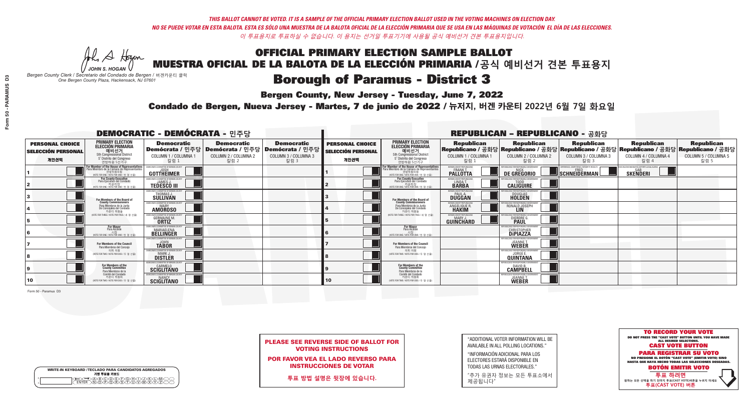*THIS BALLOT CANNOT BE VOTED. IT IS A SAMPLE OF THE OFFICIAL PRIMARY ELECTION BALLOT USED IN THE VOTING MACHINES ON ELECTION DAY.*
*NO SE PUEDE VOTAR EN ESTA BALOTA. ESTA ES SÓLO UNA MUESTRA DE LA BALOTA OFICIAL DE LA ELECCIÓN PRIMARIA QUE SE USA EN LAS MÁQUINAS DE VOTACIÓN EL DÍA DE LAS ELECCIONES.*
*이 투표용지로 투표하실 수 없습니다. 이 용지는 선거일 투표기기에 사용될 공식 예비선거 견본 투표용지입니다.*

JOHN S. HOGAN
*Bergen County Clerk / Secretario del Condado de Bergen / 버겐카운티 클럭*
*One Bergen County Plaza, Hackensack, NJ 07601*

# OFFICIAL PRIMARY ELECTION SAMPLE BALLOT
# MUESTRA OFICIAL DE LA BALOTA DE LA ELECCIÓN PRIMARIA /공식 예비선거 견본 투표용지
## Borough of Paramus - District 3

**Bergen County, New Jersey - Tuesday, June 7, 2022**

**Condado de Bergen, Nueva Jersey - Martes, 7 de junio de 2022 / 뉴저지, 버겐 카운티 2022년 6월 7일 화요일**

## DEMOCRATIC - DEMÓCRATA - 민주당

| PERSONAL CHOICE / SELECCIÓN PERSONAL / 개인선택 | PRIMARY ELECTION / ELECCIÓN PRIMARIA / 예비선거 | Democratic / Demócrata / 민주당 COLUMN 1 / COLUMNA 1 / 칼럼 1 | Democratic / Demócrata / 민주당 COLUMN 2 / COLUMNA 2 / 칼럼 2 | Democratic / Demócrata / 민주당 COLUMN 3 / COLUMNA 3 / 칼럼 3 |
|---|---|---|---|---|
| 1 | For Member of the House of Representatives / Para Miembro de la Cámara de Representantes / 연방하원의원 (VOTE FOR ONE / VOTE POR UNO / 한 명 선출) | JOSH GOTTHEIMER | | |
| 2 | For County Executive / Para Ejecutivo del Condado / 카운티장 (VOTE FOR ONE / VOTE POR UNO / 한 명 선출) | JAMES J. TEDESCO III | | |
| 3 | For Members of the Board of County Commissioners / Para Miembros de la Junta De Concejales del Condado / 카운티 위원들 (VOTE FOR THREE / VOTE POR TRES / 세 명 선출) | THOMAS J. SULLIVAN | | |
| 4 | | MARY AMOROSO | | |
| 5 | | GERMAINE M. ORTIZ | | |
| 6 | For Mayor / Para Alcalde / 시장 (VOTE FOR ONE / VOTE POR UNO / 한 명 선출) | MARIAELENA BELLINGER | | |
| 7 | For Members of the Council / Para Miembros del Concejo / 의회 의원 (VOTE FOR TWO / VOTE POR DOS / 두 명 선출) | JOHN TABOR | | |
| 8 | | MARK J. DISTLER | | |
| 9 | For Members of the County Committee / Para Miembros de la Comité del Condado / 카운티 위원회 (VOTE FOR TWO / VOTE POR DOS / 두 명 선출) | CARMELO SCIGLITANO | | |
| 10 | | NANCY SCIGLITANO | | |

## REPUBLICAN - REPUBLICANO - 공화당

| PERSONAL CHOICE / SELECCIÓN PERSONAL / 개인선택 | PRIMARY ELECTION / ELECCIÓN PRIMARIA / 예비선거 | Republican / Republicano / 공화당 COLUMN 1 / COLUMNA 1 / 칼럼 1 | Republican / Republicano / 공화당 COLUMN 2 / COLUMNA 2 / 칼럼 2 | Republican / Republicano / 공화당 COLUMN 3 / COLUMNA 3 / 칼럼 3 | Republican / Republicano / 공화당 COLUMN 4 / COLUMNA 4 / 칼럼 4 | Republican / Republicano / 공화당 COLUMN 5 / COLUMNA 5 / 칼럼 5 |
|---|---|---|---|---|---|---|
| 1 | For Member of the House of Representatives / Para Miembro de la Cámara de Representantes / 연방하원의원 (VOTE FOR ONE / VOTE POR UNO / 한 명 선출) | FRANK T. PALLOTTA | NICK DE GREGORIO | FRED SCHNEIDERMAN | SAB SKENDERI | |
| 2 | For County Executive / Para Ejecutivo del Condado / 카운티장 (VOTE FOR ONE / VOTE POR UNO / 한 명 선출) | LINDA T. BARBA | TODD CALIGUIRE | | | |
| 3 | For Members of the Board of County Commissioners / Para Miembros de la Junta De Concejales del Condado / 카운티 위원들 (VOTE FOR THREE / VOTE POR TRES / 세 명 선출) | PAUL A. DUGGAN | DOUGLAS HOLDEN | | | |
| 4 | | ANGELIQUE R. HAKIM | RONALD JOSEPH LIN | | | |
| 5 | | MARY J. GUINCHARD | DIERDRE G. PAUL | | | |
| 6 | For Mayor / Para Alcalde / 시장 (VOTE FOR ONE / VOTE POR UNO / 한 명 선출) | | CHRISTOPHER DiPIAZZA | | | |
| 7 | For Members of the Council / Para Miembros del Concejo / 의회 의원 (VOTE FOR TWO / VOTE POR DOS / 두 명 선출) | | JEANNE T. WEBER | | | |
| 8 | | | JORGE E. QUINTANA | | | |
| 9 | For Members of the County Committee / Para Miembros de la Comité del Condado / 카운티 위원회 (VOTE FOR TWO / VOTE POR DOS / 두 명 선출) | | DAVID B. CAMPBELL | | | |
| 10 | | | JEANNE T. WEBER | | | |

Form 50 - Paramus D3

**PLEASE SEE REVERSE SIDE OF BALLOT FOR VOTING INSTRUCTIONS**

**POR FAVOR VEA EL LADO REVERSO PARA INSTRUCCIONES DE VOTAR**

**투표 방법 설명은 뒷장에 있습니다.**

"ADDITIONAL VOTER INFORMATION WILL BE AVAILABLE IN ALL POLLING LOCATIONS."

"INFORMACIÓN ADICIONAL PARA LOS ELECTORES ESTARÁ DISPONIBLE EN TODAS LAS URNAS ELECTORALES."

"추가 유권자 정보는 모든 투표소에서 제공됩니다"

**TO RECORD YOUR VOTE**
DO NOT PRESS THE "CAST VOTE" BUTTON UNTIL YOU HAVE MADE ALL DESIRED SELECTIONS.
**CAST VOTE BUTTON**
**PARA REGISTRAR SU VOTO**
NO PRESIONE EL BOTÓN "CAST VOTE" (EMITIR VOTO) SINO HASTA QUE HAYA HECHO TODAS LAS SELECCIONES DESEADAS.
**BOTÓN EMITIR VOTO**
**투표 하려면**
원하는 모든 선택을 하기 전까지 투표(CAST VOTE)버튼을 누르지 마세요
**투표(CAST VOTE) 버튼**

WRITE-IN KEYBOARD /TECLADO PARA CANDIDATOS AGREGADOS
기명 투표용 키보드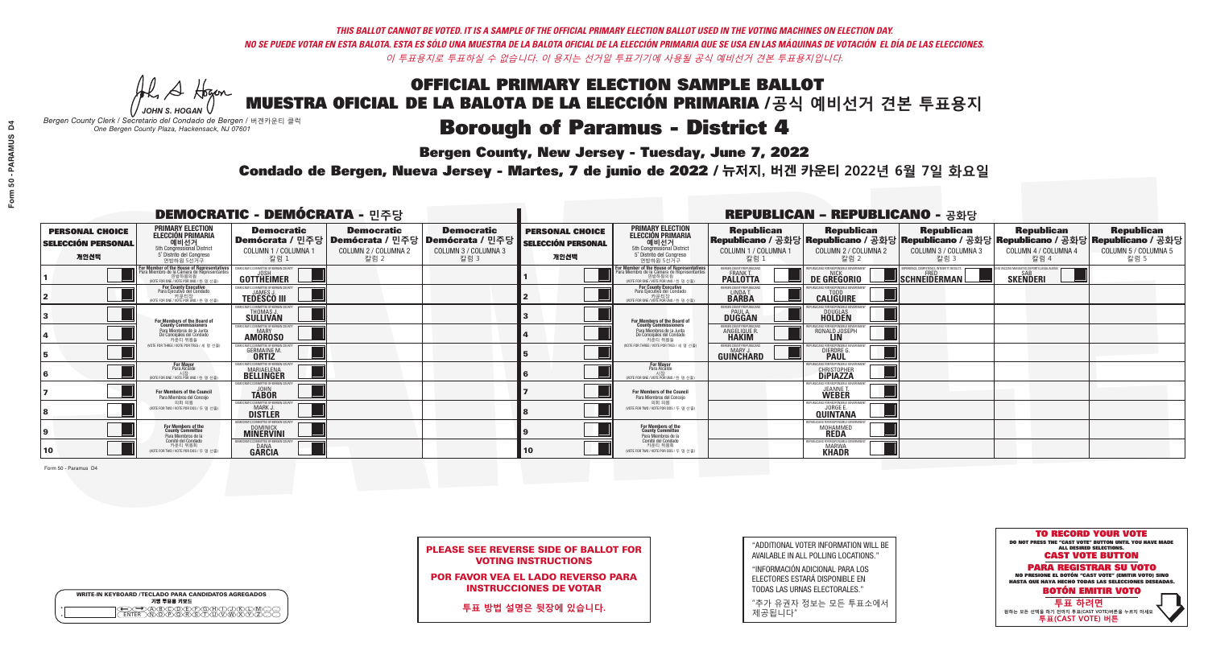THIS BALLOT CANNOT BE VOTED. IT IS A SAMPLE OF THE OFFICIAL PRIMARY ELECTION BALLOT USED IN THE VOTING MACHINES ON ELECTION DAY.
NO SE PUEDE VOTAR EN ESTA BALOTA. ESTA ES SÓLO UNA MUESTRA DE LA BALOTA OFICIAL DE LA ELECCIÓN PRIMARIA QUE SE USA EN LAS MÁQUINAS DE VOTACIÓN EL DÍA DE LAS ELECCIONES.
이 투표용지로 투표하실 수 없습니다. 이 용지는 선거일 투표기기에 사용될 공식 예비선거 견본 투표용지입니다.

JOHN S. HOGAN
Bergen County Clerk / Secretario del Condado de Bergen / 버겐카운티 클럭
One Bergen County Plaza, Hackensack, NJ 07601

# OFFICIAL PRIMARY ELECTION SAMPLE BALLOT
# MUESTRA OFICIAL DE LA BALOTA DE LA ELECCIÓN PRIMARIA /공식 예비선거 견본 투표용지

## Borough of Paramus - District 4

**Bergen County, New Jersey - Tuesday, June 7, 2022**

**Condado de Bergen, Nueva Jersey - Martes, 7 de junio de 2022 / 뉴저지, 버겐 카운티 2022년 6월 7일 화요일**

### DEMOCRATIC - DEMÓCRATA - 민주당

| PERSONAL CHOICE / SELECCIÓN PERSONAL / 개인선택 | PRIMARY ELECTION / ELECCIÓN PRIMARIA / 예비선거 | Democratic / Demócrata / 민주당 COLUMN 1 / COLUMNA 1 / 칼럼 1 | Democratic / Demócrata / 민주당 COLUMN 2 / COLUMNA 2 / 칼럼 2 | Democratic / Demócrata / 민주당 COLUMN 3 / COLUMNA 3 / 칼럼 3 |
|---|---|---|---|---|
| 1 | For Member of the House of Representatives / Para Miembro de la Cámara de Representantes / 연방하원의원 (5th Congressional District / 5° Distrito del Congreso / 연방하원 5선거구) (VOTE FOR ONE / VOTE POR UNO / 한 명 선출) | JOSH GOTTHEIMER | | |
| 2 | For County Executive / Para Ejecutivo del Condado / 카운티장 (VOTE FOR ONE / VOTE POR UNO / 한 명 선출) | JAMES J. TEDESCO III | | |
| 3 | For Members of the Board of County Commissioners / Para Miembros de la Junta De Concejales del Condado / 카운티 위원들 (VOTE FOR THREE / VOTE POR TRES / 세 명 선출) | THOMAS J. SULLIVAN | | |
| 4 | | MARY AMOROSO | | |
| 5 | | GERMAINE M. ORTIZ | | |
| 6 | For Mayor / Para Alcalde / 시장 (VOTE FOR ONE / VOTE POR UNO / 한 명 선출) | MARIAELENA BELLINGER | | |
| 7 | For Members of the Council / Para Miembros del Concejo / 의회 의원 (VOTE FOR TWO / VOTE POR DOS / 두 명 선출) | JOHN TABOR | | |
| 8 | | MARK J. DISTLER | | |
| 9 | For Members of the County Committee / Para Miembros de la Comité del Condado / 카운티 위원회 (VOTE FOR TWO / VOTE POR DOS / 두 명 선출) | DOMINICK MINERVINI | | |
| 10 | | DANA GARCIA | | |

### REPUBLICAN - REPUBLICANO - 공화당

| PERSONAL CHOICE / SELECCIÓN PERSONAL / 개인선택 | PRIMARY ELECTION / ELECCIÓN PRIMARIA / 예비선거 | Republican / Republicano / 공화당 COLUMN 1 / COLUMNA 1 / 칼럼 1 | Republican / Republicano / 공화당 COLUMN 2 / COLUMNA 2 / 칼럼 2 | Republican / Republicano / 공화당 COLUMN 3 / COLUMNA 3 / 칼럼 3 | Republican / Republicano / 공화당 COLUMN 4 / COLUMNA 4 / 칼럼 4 | Republican / Republicano / 공화당 COLUMN 5 / COLUMNA 5 / 칼럼 5 |
|---|---|---|---|---|---|---|
| 1 | For Member of the House of Representatives / Para Miembro de la Cámara de Representantes / 연방하원의원 (5th Congressional District / 5° Distrito del Congreso / 연방하원 5선거구) (VOTE FOR ONE / VOTE POR UNO / 한 명 선출) | FRANK T. PALLOTTA | NICK DE GREGORIO | FRED SCHNEIDERMAN | SAB SKENDERI | |
| 2 | For County Executive / Para Ejecutivo del Condado / 카운티장 (VOTE FOR ONE / VOTE POR UNO / 한 명 선출) | LINDA T. BARBA | TODD CALIGUIRE | | | |
| 3 | For Members of the Board of County Commissioners / Para Miembros de la Junta De Concejales del Condado / 카운티 위원들 (VOTE FOR THREE / VOTE POR TRES / 세 명 선출) | PAUL A. DUGGAN | DOUGLAS HOLDEN | | | |
| 4 | | ANGELIQUE R. HAKIM | RONALD JOSEPH LIN | | | |
| 5 | | MARY J. GUINCHARD | DIERDRE G. PAUL | | | |
| 6 | For Mayor / Para Alcalde / 시장 (VOTE FOR ONE / VOTE POR UNO / 한 명 선출) | | CHRISTOPHER DiPIAZZA | | | |
| 7 | For Members of the Council / Para Miembros del Concejo / 의회 의원 (VOTE FOR TWO / VOTE POR DOS / 두 명 선출) | | JEANNE T. WEBER | | | |
| 8 | | | JORGE E. QUINTANA | | | |
| 9 | For Members of the County Committee / Para Miembros de la Comité del Condado / 카운티 위원회 (VOTE FOR TWO / VOTE POR DOS / 두 명 선출) | | MOHAMMED REDA | | | |
| 10 | | | MARYAM KHADR | | | |

Form 50 - Paramus D4

**PLEASE SEE REVERSE SIDE OF BALLOT FOR VOTING INSTRUCTIONS**

**POR FAVOR VEA EL LADO REVERSO PARA INSTRUCCIONES DE VOTAR**

**투표 방법 설명은 뒷장에 있습니다.**

"ADDITIONAL VOTER INFORMATION WILL BE AVAILABLE IN ALL POLLING LOCATIONS."

"INFORMACIÓN ADICIONAL PARA LOS ELECTORES ESTARÁ DISPONIBLE EN TODAS LAS URNAS ELECTORALES."

"추가 유권자 정보는 모든 투표소에서 제공됩니다"

WRITE-IN KEYBOARD /TECLADO PARA CANDIDATOS AGREGADOS
기명 투표용 키보드

**TO RECORD YOUR VOTE**
DO NOT PRESS THE "CAST VOTE" BUTTON UNTIL YOU HAVE MADE ALL DESIRED SELECTIONS.
**CAST VOTE BUTTON**

**PARA REGISTRAR SU VOTO**
NO PRESIONE EL BOTÓN "CAST VOTE" (EMITIR VOTO) SINO HASTA QUE HAYA HECHO TODAS LAS SELECCIONES DESEADAS.
**BOTÓN EMITIR VOTO**

**투표 하려면**
원하는 모든 선택을 하기 전까지 투표(CAST VOTE)버튼을 누르지 마세요
**투표(CAST VOTE) 버튼**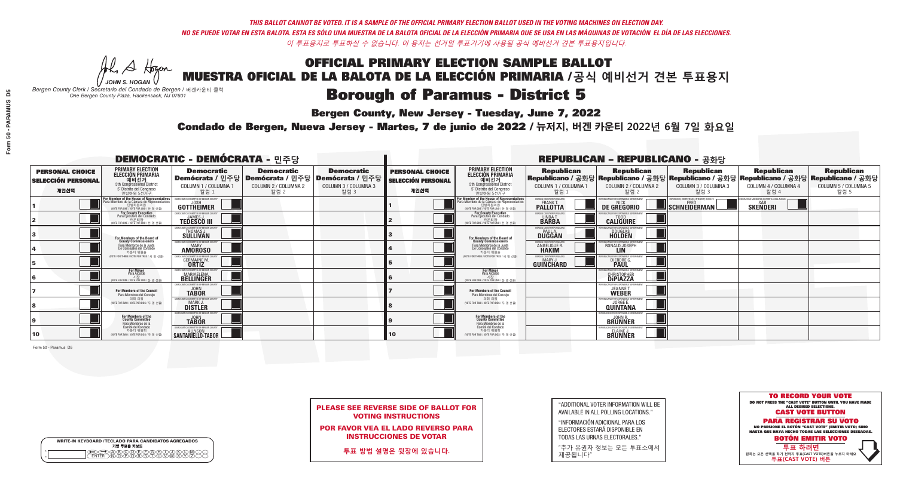*THIS BALLOT CANNOT BE VOTED. IT IS A SAMPLE OF THE OFFICIAL PRIMARY ELECTION BALLOT USED IN THE VOTING MACHINES ON ELECTION DAY.*
*NO SE PUEDE VOTAR EN ESTA BALOTA. ESTA ES SÓLO UNA MUESTRA DE LA BALOTA OFICIAL DE LA ELECCIÓN PRIMARIA QUE SE USA EN LAS MÁQUINAS DE VOTACIÓN EL DÍA DE LAS ELECCIONES.*
*이 투표용지로 투표하실 수 없습니다. 이 용지는 선거일 투표기기에 사용될 공식 예비선거 견본 투표용지입니다.*

JOHN S. HOGAN
*Bergen County Clerk / Secretario del Condado de Bergen / 버겐카운티 클럭*
*One Bergen County Plaza, Hackensack, NJ 07601*

# OFFICIAL PRIMARY ELECTION SAMPLE BALLOT
# MUESTRA OFICIAL DE LA BALOTA DE LA ELECCIÓN PRIMARIA /공식 예비선거 견본 투표용지
# Borough of Paramus - District 5

**Bergen County, New Jersey - Tuesday, June 7, 2022**
**Condado de Bergen, Nueva Jersey - Martes, 7 de junio de 2022 / 뉴저지, 버겐 카운티 2022년 6월 7일 화요일**

## DEMOCRATIC - DEMÓCRATA - 민주당

| PERSONAL CHOICE / SELECCIÓN PERSONAL / 개인선택 | PRIMARY ELECTION / ELECCIÓN PRIMARIA / 예비선거 | Democratic / Demócrata / 민주당 COLUMN 1 / COLUMNA 1 / 칼럼 1 | Democratic / Demócrata / 민주당 COLUMN 2 / COLUMNA 2 / 칼럼 2 | Democratic / Demócrata / 민주당 COLUMN 3 / COLUMNA 3 / 칼럼 3 |
|---|---|---|---|---|
| 1 | For Member of the House of Representatives / Para Miembro de la Cámara de Representantes / 연방하원의원 (5th Congressional District) (VOTE FOR ONE / VOTE POR UNO / 한 명 선출) | JOSH GOTTHEIMER | | |
| 2 | For County Executive / Para Ejecutivo del Condado / 카운티장 (VOTE FOR ONE / VOTE POR UNO / 한 명 선출) | JAMES J. TEDESCO III | | |
| 3 | For Members of the Board of County Commissioners / Para Miembros de la Junta De Concejales del Condado / 카운티 위원들 (VOTE FOR THREE / VOTE POR TRES / 세 명 선출) | THOMAS J. SULLIVAN | | |
| 4 | | MARY AMOROSO | | |
| 5 | | GERMAINE M. ORTIZ | | |
| 6 | For Mayor / Para Alcalde / 시장 (VOTE FOR ONE / VOTE POR UNO / 한 명 선출) | MARIAELENA BELLINGER | | |
| 7 | For Members of the Council / Para Miembros del Concejo / 의회 의원 (VOTE FOR TWO / VOTE POR DOS / 두 명 선출) | JOHN TABOR | | |
| 8 | | MARK J. DISTLER | | |
| 9 | For Members of the County Committee / Para Miembros de la Comité del Condado / 카운티 위원회 (VOTE FOR TWO / VOTE POR DOS / 두 명 선출) | JOHN TABOR | | |
| 10 | | ALLYSON SANTANIELLO-TABOR | | |

## REPUBLICAN - REPUBLICANO - 공화당

| PERSONAL CHOICE / SELECCIÓN PERSONAL / 개인선택 | PRIMARY ELECTION / ELECCIÓN PRIMARIA / 예비선거 | Republican / Republicano / 공화당 COLUMN 1 / COLUMNA 1 / 칼럼 1 | Republican / Republicano / 공화당 COLUMN 2 / COLUMNA 2 / 칼럼 2 | Republican / Republicano / 공화당 COLUMN 3 / COLUMNA 3 / 칼럼 3 | Republican / Republicano / 공화당 COLUMN 4 / COLUMNA 4 / 칼럼 4 | Republican / Republicano / 공화당 COLUMN 5 / COLUMNA 5 / 칼럼 5 |
|---|---|---|---|---|---|---|
| 1 | For Member of the House of Representatives / Para Miembro de la Cámara de Representantes / 연방하원의원 (5th Congressional District) (VOTE FOR ONE / VOTE POR UNO / 한 명 선출) | FRANK T. PALLOTTA | NICK DE GREGORIO | FRED SCHNEIDERMAN | SAB SKENDERI | |
| 2 | For County Executive / Para Ejecutivo del Condado / 카운티장 (VOTE FOR ONE / VOTE POR UNO / 한 명 선출) | LINDA T. BARBA | TODD CALIGUIRE | | | |
| 3 | For Members of the Board of County Commissioners / Para Miembros de la Junta De Concejales del Condado / 카운티 위원들 (VOTE FOR THREE / VOTE POR TRES / 세 명 선출) | PAUL A. DUGGAN | DOUGLAS HOLDEN | | | |
| 4 | | ANGELIQUE R. HAKIM | RONALD JOSEPH LIN | | | |
| 5 | | MARY J. GUINCHARD | DIERDRE G. PAUL | | | |
| 6 | For Mayor / Para Alcalde / 시장 (VOTE FOR ONE / VOTE POR UNO / 한 명 선출) | | CHRISTOPHER DiPIAZZA | | | |
| 7 | For Members of the Council / Para Miembros del Concejo / 의회 의원 (VOTE FOR TWO / VOTE POR DOS / 두 명 선출) | | JEANNE T. WEBER | | | |
| 8 | | | JORGE E. QUINTANA | | | |
| 9 | For Members of the County Committee / Para Miembros de la Comité del Condado / 카운티 위원회 (VOTE FOR TWO / VOTE POR DOS / 두 명 선출) | | JOHN R. BRUNNER | | | |
| 10 | | | ELAINE J. BRUNNER | | | |

Form 50 - Paramus D5

**PLEASE SEE REVERSE SIDE OF BALLOT FOR VOTING INSTRUCTIONS**

**POR FAVOR VEA EL LADO REVERSO PARA INSTRUCCIONES DE VOTAR**

**투표 방법 설명은 뒷장에 있습니다.**

"ADDITIONAL VOTER INFORMATION WILL BE AVAILABLE IN ALL POLLING LOCATIONS."

"INFORMACIÓN ADICIONAL PARA LOS ELECTORES ESTARÁ DISPONIBLE EN TODAS LAS URNAS ELECTORALES."

"추가 유권자 정보는 모든 투표소에서 제공됩니다"

WRITE-IN KEYBOARD /TECLADO PARA CANDIDATOS AGREGADOS
기명 투표용 키보드

**TO RECORD YOUR VOTE**
DO NOT PRESS THE "CAST VOTE" BUTTON UNTIL YOU HAVE MADE ALL DESIRED SELECTIONS.
**CAST VOTE BUTTON**
**PARA REGISTRAR SU VOTO**
NO PRESIONE EL BOTÓN "CAST VOTE" (EMITIR VOTO) SINO HASTA QUE HAYA HECHO TODAS LAS SELECCIONES DESEADAS.
**BOTÓN EMITIR VOTO**
**투표 하려면**
원하는 모든 선택을 하기 전까지 투표(CAST VOTE)버튼을 누르지 마세요
**투표(CAST VOTE) 버튼**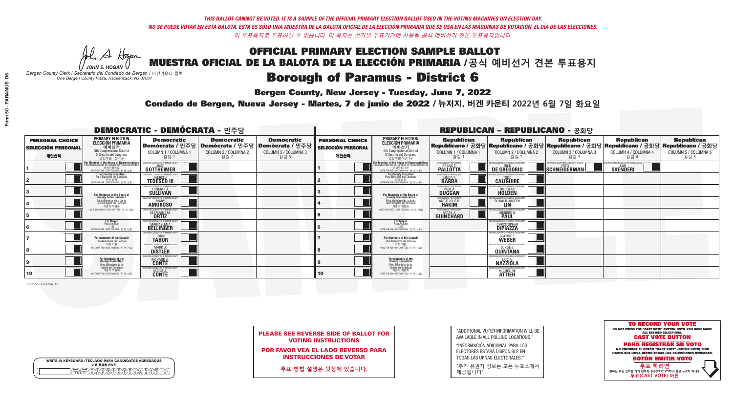*THIS BALLOT CANNOT BE VOTED. IT IS A SAMPLE OF THE OFFICIAL PRIMARY ELECTION BALLOT USED IN THE VOTING MACHINES ON ELECTION DAY.*
*NO SE PUEDE VOTAR EN ESTA BALOTA. ESTA ES SÓLO UNA MUESTRA DE LA BALOTA OFICIAL DE LA ELECCIÓN PRIMARIA QUE SE USA EN LAS MÁQUINAS DE VOTACIÓN EL DÍA DE LAS ELECCIONES.*
*이 투표용지로 투표하실 수 없습니다. 이 용지는 선거일 투표기기에 사용될 공식 예비선거 견본 투표용지입니다.*

JOHN S. HOGAN
*Bergen County Clerk / Secretario del Condado de Bergen / 버겐카운티 클럭*
*One Bergen County Plaza, Hackensack, NJ 07601*

# OFFICIAL PRIMARY ELECTION SAMPLE BALLOT
# MUESTRA OFICIAL DE LA BALOTA DE LA ELECCIÓN PRIMARIA /공식 예비선거 견본 투표용지

## Borough of Paramus - District 6

**Bergen County, New Jersey - Tuesday, June 7, 2022**

**Condado de Bergen, Nueva Jersey - Martes, 7 de junio de 2022 / 뉴저지, 버겐 카운티 2022년 6월 7일 화요일**

### DEMOCRATIC - DEMÓCRATA - 민주당

| PERSONAL CHOICE / SELECCIÓN PERSONAL / 개인선택 | PRIMARY ELECTION / ELECCIÓN PRIMARIA / 예비선거 (5th Congressional District / 5° Distrito del Congreso / 연방하원 5선거구) | Democratic / Demócrata / 민주당 COLUMN 1 / COLUMNA 1 / 칼럼 1 | Democratic / Demócrata / 민주당 COLUMN 2 / COLUMNA 2 / 칼럼 2 | Democratic / Demócrata / 민주당 COLUMN 3 / COLUMNA 3 / 칼럼 3 |
|---|---|---|---|---|
| 1 | For Member of the House of Representatives / Para Miembro de la Cámara de Representantes / 연방하원의원 (VOTE FOR ONE / VOTE POR UNO / 한 명 선출) | JOSH GOTTHEIMER | | |
| 2 | For County Executive / Para Ejecutivo del Condado / 카운티장 (VOTE FOR ONE / VOTE POR UNO / 한 명 선출) | JAMES J. TEDESCO III | | |
| 3 | For Members of the Board of County Commissioners / Para Miembros de la Junta De Concejales del Condado / 카운티 위원들 (VOTE FOR THREE / VOTE POR TRES / 세 명 선출) | THOMAS J. SULLIVAN | | |
| 4 | | MARY AMOROSO | | |
| 5 | | GERMAINE M. ORTIZ | | |
| 6 | For Mayor / Para Alcalde / 시장 (VOTE FOR ONE / VOTE POR UNO / 한 명 선출) | MARIAELENA BELLINGER | | |
| 7 | For Members of the Council / Para Miembros del Concejo / 의회 의원 (VOTE FOR TWO / VOTE POR DOS / 두 명 선출) | JOHN TABOR | | |
| 8 | | MARK J. DISTLER | | |
| 9 | For Members of the County Committee / Para Miembros de la Comité del Condado / 카운티 위원회 (VOTE FOR TWO / VOTE POR DOS / 두 명 선출) | RICHARD A. CONTE | | |
| 10 | | MARIE J. CONTE | | |

### REPUBLICAN - REPUBLICANO - 공화당

| PERSONAL CHOICE / SELECCIÓN PERSONAL / 개인선택 | PRIMARY ELECTION / ELECCIÓN PRIMARIA / 예비선거 (5th Congressional District / 5° Distrito del Congreso / 연방하원 5선거구) | Republican / Republicano / 공화당 COLUMN 1 / COLUMNA 1 / 칼럼 1 | Republican / Republicano / 공화당 COLUMN 2 / COLUMNA 2 / 칼럼 2 | Republican / Republicano / 공화당 COLUMN 3 / COLUMNA 3 / 칼럼 3 | Republican / Republicano / 공화당 COLUMN 4 / COLUMNA 4 / 칼럼 4 | Republican / Republicano / 공화당 COLUMN 5 / COLUMNA 5 / 칼럼 5 |
|---|---|---|---|---|---|---|
| 1 | For Member of the House of Representatives / Para Miembro de la Cámara de Representantes / 연방하원의원 (VOTE FOR ONE / VOTE POR UNO / 한 명 선출) | FRANK T. PALLOTTA | NICK DE GREGORIO | FRED SCHNEIDERMAN | SAB SKENDERI | |
| 2 | For County Executive / Para Ejecutivo del Condado / 카운티장 (VOTE FOR ONE / VOTE POR UNO / 한 명 선출) | LINDA T. BARBA | TODD CALIGUIRE | | | |
| 3 | For Members of the Board of County Commissioners / Para Miembros de la Junta De Concejales del Condado / 카운티 위원들 (VOTE FOR THREE / VOTE POR TRES / 세 명 선출) | PAUL A. DUGGAN | DOUGLAS HOLDEN | | | |
| 4 | | ANGELIQUE R. HAKIM | RONALD JOSEPH LIN | | | |
| 5 | | MARY J. GUINCHARD | DIERDRE G. PAUL | | | |
| 6 | For Mayor / Para Alcalde / 시장 (VOTE FOR ONE / VOTE POR UNO / 한 명 선출) | | CHRISTOPHER DiPIAZZA | | | |
| 7 | For Members of the Council / Para Miembros del Concejo / 의회 의원 (VOTE FOR TWO / VOTE POR DOS / 두 명 선출) | | JEANNE T. WEBER | | | |
| 8 | | | JORGE E. QUINTANA | | | |
| 9 | For Members of the County Committee / Para Miembros de la Comité del Condado / 카운티 위원회 (VOTE FOR TWO / VOTE POR DOS / 두 명 선출) | | ERIC A. NAZZIOLA | | | |
| 10 | | | MICHELINE ATTIEH | | | |

Form 50 - Paramus D6

**PLEASE SEE REVERSE SIDE OF BALLOT FOR VOTING INSTRUCTIONS**

**POR FAVOR VEA EL LADO REVERSO PARA INSTRUCCIONES DE VOTAR**

**투표 방법 설명은 뒷장에 있습니다.**

"ADDITIONAL VOTER INFORMATION WILL BE AVAILABLE IN ALL POLLING LOCATIONS."

"INFORMACIÓN ADICIONAL PARA LOS ELECTORES ESTARÁ DISPONIBLE EN TODAS LAS URNAS ELECTORALES."

"추가 유권자 정보는 모든 투표소에서 제공됩니다"

WRITE-IN KEYBOARD /TECLADO PARA CANDIDATOS AGREGADOS
기명 투표용 키보드

**TO RECORD YOUR VOTE**
DO NOT PRESS THE "CAST VOTE" BUTTON UNTIL YOU HAVE MADE ALL DESIRED SELECTIONS.
**CAST VOTE BUTTON**

**PARA REGISTRAR SU VOTO**
NO PRESIONE EL BOTÓN "CAST VOTE" (EMITIR VOTO) SINO HASTA QUE HAYA HECHO TODAS LAS SELECCIONES DESEADAS.
**BOTÓN EMITIR VOTO**

**투표 하려면**
원하는 모든 선택을 하기 전까지 투표(CAST VOTE)버튼을 누르지 마세요.
**투표(CAST VOTE) 버튼**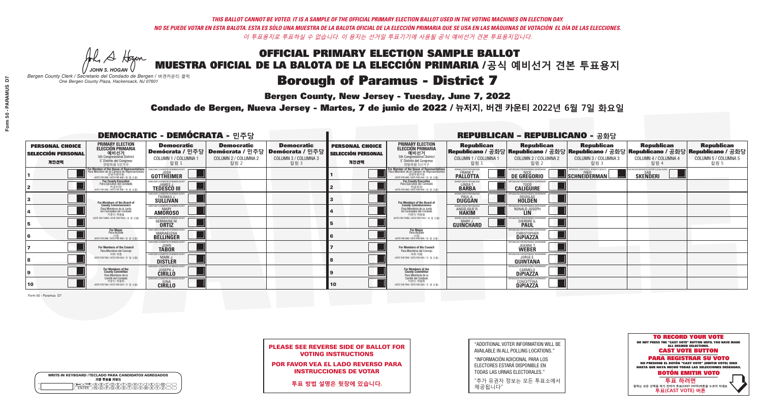*THIS BALLOT CANNOT BE VOTED. IT IS A SAMPLE OF THE OFFICIAL PRIMARY ELECTION BALLOT USED IN THE VOTING MACHINES ON ELECTION DAY.*
*NO SE PUEDE VOTAR EN ESTA BALOTA. ESTA ES SÓLO UNA MUESTRA DE LA BALOTA OFICIAL DE LA ELECCIÓN PRIMARIA QUE SE USA EN LAS MÁQUINAS DE VOTACIÓN EL DÍA DE LAS ELECCIONES.*
*이 투표용지로 투표하실 수 없습니다. 이 용지는 선거일 투표기기에 사용될 공식 예비선거 견본 투표용지입니다.*

JOHN S. HOGAN
*Bergen County Clerk / Secretario del Condado de Bergen / 버겐카운티 클럭*
*One Bergen County Plaza, Hackensack, NJ 07601*

# OFFICIAL PRIMARY ELECTION SAMPLE BALLOT
# MUESTRA OFICIAL DE LA BALOTA DE LA ELECCIÓN PRIMARIA /공식 예비선거 견본 투표용지

## Borough of Paramus - District 7

**Bergen County, New Jersey - Tuesday, June 7, 2022**

**Condado de Bergen, Nueva Jersey - Martes, 7 de junio de 2022 / 뉴저지, 버겐 카운티 2022년 6월 7일 화요일**

### DEMOCRATIC - DEMÓCRATA - 민주당

| PERSONAL CHOICE / SELECCIÓN PERSONAL / 개인선택 | PRIMARY ELECTION / ELECCIÓN PRIMARIA / 예비선거 | Democratic / Demócrata / 민주당 COLUMN 1 / COLUMNA 1 / 칼럼 1 | Democratic / Demócrata / 민주당 COLUMN 2 / COLUMNA 2 / 칼럼 2 | Democratic / Demócrata / 민주당 COLUMN 3 / COLUMNA 3 / 칼럼 3 |
|---|---|---|---|---|
| 1 | For Member of the House of Representatives / Para Miembro de la Cámara de Representantes / 연방하원의원 (VOTE FOR ONE / VOTE POR UNO / 한 명 선출) | JOSH GOTTHEIMER | | |
| 2 | For County Executive / Para Ejecutivo del Condado / 카운티장 (VOTE FOR ONE / VOTE POR UNO / 한 명 선출) | JAMES J. TEDESCO III | | |
| 3 | For Members of the Board of County Commissioners / Para Miembros de la Junta De Concejales del Condado / 카운티 위원들 (VOTE FOR THREE / VOTE POR TRES / 세 명 선출) | THOMAS J. SULLIVAN | | |
| 4 | | MARY AMOROSO | | |
| 5 | | GERMAINE M. ORTIZ | | |
| 6 | For Mayor / Para Alcalde / 시장 (VOTE FOR ONE / VOTE POR UNO / 한 명 선출) | MARIAELENA BELLINGER | | |
| 7 | For Members of the Council / Para Miembros del Concejo / 의회 의원 (VOTE FOR TWO / VOTE POR DOS / 두 명 선출) | JOHN TABOR | | |
| 8 | | MARK J. DISTLER | | |
| 9 | For Members of the County Committee / Para Miembros de la Comité del Condado / 카운티 위원회 (VOTE FOR TWO / VOTE POR DOS / 두 명 선출) | JOSEPH J. CIRILLO | | |
| 10 | | GINA CIRILLO | | |

### REPUBLICAN - REPUBLICANO - 공화당

| PERSONAL CHOICE / SELECCIÓN PERSONAL / 개인선택 | PRIMARY ELECTION / ELECCIÓN PRIMARIA / 예비선거 | Republican / Republicano / 공화당 COLUMN 1 / COLUMNA 1 / 칼럼 1 | Republican / Republicano / 공화당 COLUMN 2 / COLUMNA 2 / 칼럼 2 | Republican / Republicano / 공화당 COLUMN 3 / COLUMNA 3 / 칼럼 3 | Republican / Republicano / 공화당 COLUMN 4 / COLUMNA 4 / 칼럼 4 | Republican / Republicano / 공화당 COLUMN 5 / COLUMNA 5 / 칼럼 5 |
|---|---|---|---|---|---|---|
| 1 | For Member of the House of Representatives / Para Miembro de la Cámara de Representantes / 연방하원의원 (VOTE FOR ONE / VOTE POR UNO / 한 명 선출) | FRANK T. PALLOTTA | NICK DE GREGORIO | FRED SCHNEIDERMAN | SAB SKENDERI | |
| 2 | For County Executive / Para Ejecutivo del Condado / 카운티장 (VOTE FOR ONE / VOTE POR UNO / 한 명 선출) | LINDA T. BARBA | TODD CALIGUIRE | | | |
| 3 | For Members of the Board of County Commissioners / Para Miembros de la Junta De Concejales del Condado / 카운티 위원들 (VOTE FOR THREE / VOTE POR TRES / 세 명 선출) | PAUL A. DUGGAN | DOUGLAS HOLDEN | | | |
| 4 | | ANGELIQUE R. HAKIM | RONALD JOSEPH LIN | | | |
| 5 | | MARY J. GUINCHARD | DIERDRE G. PAUL | | | |
| 6 | For Mayor / Para Alcalde / 시장 (VOTE FOR ONE / VOTE POR UNO / 한 명 선출) | | CHRISTOPHER DiPIAZZA | | | |
| 7 | For Members of the Council / Para Miembros del Concejo / 의회 의원 (VOTE FOR TWO / VOTE POR DOS / 두 명 선출) | | JEANNE T. WEBER | | | |
| 8 | | | JORGE E. QUINTANA | | | |
| 9 | For Members of the County Committee / Para Miembros de la Comité del Condado / 카운티 위원회 (VOTE FOR TWO / VOTE POR DOS / 두 명 선출) | | CARMELO DiPIAZZA | | | |
| 10 | | | CONCETTINA DiPIAZZA | | | |

Form 50 - Paramus D7

**PLEASE SEE REVERSE SIDE OF BALLOT FOR VOTING INSTRUCTIONS**

**POR FAVOR VEA EL LADO REVERSO PARA INSTRUCCIONES DE VOTAR**

**투표 방법 설명은 뒷장에 있습니다.**

"ADDITIONAL VOTER INFORMATION WILL BE AVAILABLE IN ALL POLLING LOCATIONS."

"INFORMACIÓN ADICIONAL PARA LOS ELECTORES ESTARÁ DISPONIBLE EN TODAS LAS URNAS ELECTORALES."

"추가 유권자 정보는 모든 투표소에서 제공됩니다"

WRITE-IN KEYBOARD /TECLADO PARA CANDIDATOS AGREGADOS
기명 투표용 키보드

**TO RECORD YOUR VOTE**
DO NOT PRESS THE "CAST VOTE" BUTTON UNTIL YOU HAVE MADE ALL DESIRED SELECTIONS.
**CAST VOTE BUTTON**

**PARA REGISTRAR SU VOTO**
NO PRESIONE EL BOTÓN "CAST VOTE" (EMITIR VOTO) SINO HASTA QUE HAYA HECHO TODAS LAS SELECCIONES DESEADAS.
**BOTÓN EMITIR VOTO**

**투표 하려면**
원하는 모든 선택을 하기 전까지 투표(CAST VOTE)버튼을 누르지 마세요.
**투표(CAST VOTE) 버튼**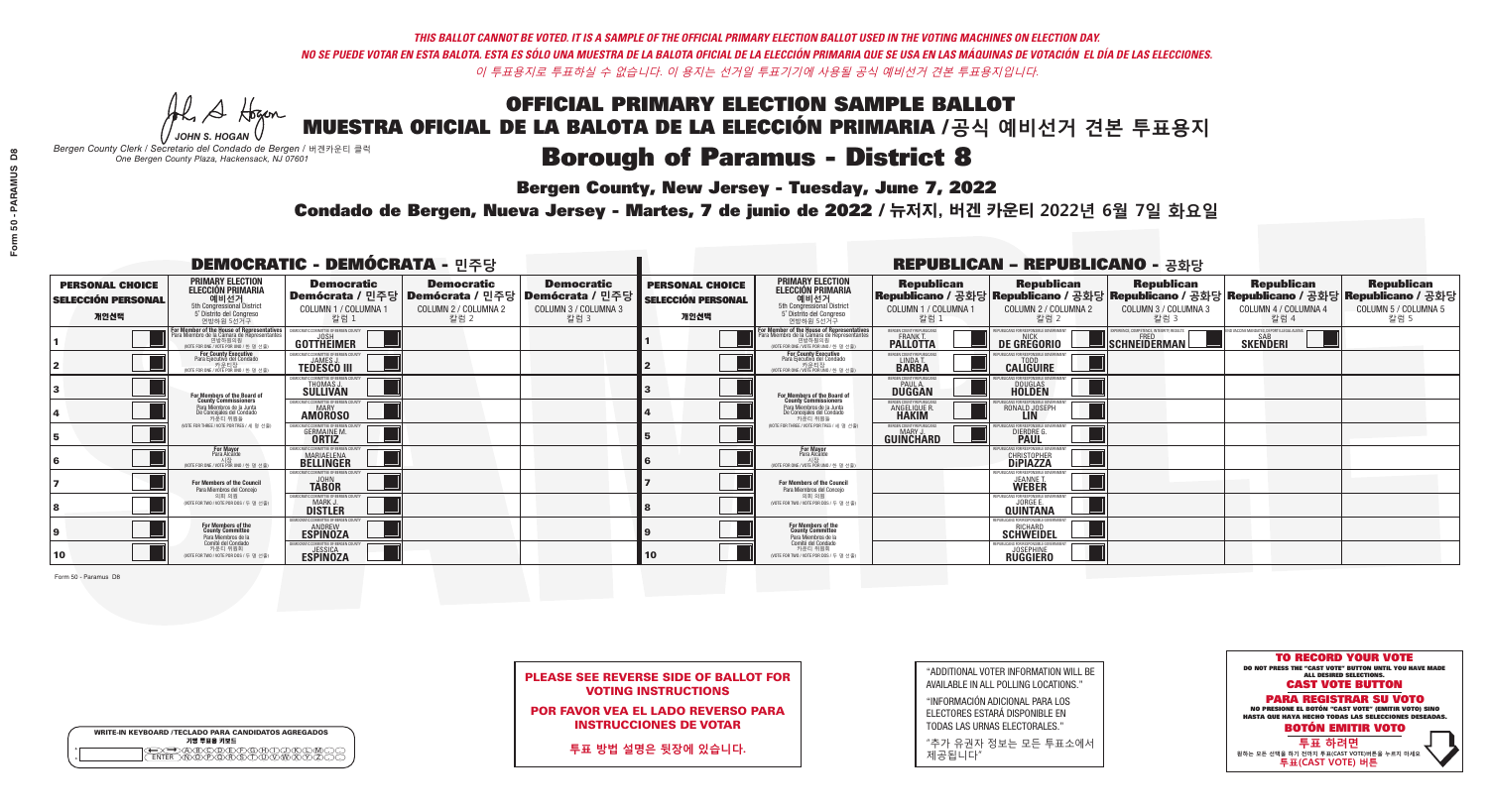*THIS BALLOT CANNOT BE VOTED. IT IS A SAMPLE OF THE OFFICIAL PRIMARY ELECTION BALLOT USED IN THE VOTING MACHINES ON ELECTION DAY.*
*NO SE PUEDE VOTAR EN ESTA BALOTA. ESTA ES SÓLO UNA MUESTRA DE LA BALOTA OFICIAL DE LA ELECCIÓN PRIMARIA QUE SE USA EN LAS MÁQUINAS DE VOTACIÓN EL DÍA DE LAS ELECCIONES.*
*이 투표용지로 투표하실 수 없습니다. 이 용지는 선거일 투표기기에 사용될 공식 예비선거 견본 투표용지입니다.*

JOHN S. HOGAN
*Bergen County Clerk / Secretario del Condado de Bergen / 버겐카운티 클럭*
*One Bergen County Plaza, Hackensack, NJ 07601*

# OFFICIAL PRIMARY ELECTION SAMPLE BALLOT
# MUESTRA OFICIAL DE LA BALOTA DE LA ELECCIÓN PRIMARIA / 공식 예비선거 견본 투표용지

## Borough of Paramus - District 8

**Bergen County, New Jersey - Tuesday, June 7, 2022**

**Condado de Bergen, Nueva Jersey - Martes, 7 de junio de 2022 / 뉴저지, 버겐 카운티 2022년 6월 7일 화요일**

### DEMOCRATIC - DEMÓCRATA - 민주당

| PERSONAL CHOICE / SELECCIÓN PERSONAL / 개인선택 | PRIMARY ELECTION / ELECCIÓN PRIMARIA / 예비선거 (5th Congressional District / 5° Distrito del Congreso / 연방하원 5선거구) | Democratic / Demócrata / 민주당 COLUMN 1 / COLUMNA 1 / 칼럼 1 | Democratic / Demócrata / 민주당 COLUMN 2 / COLUMNA 2 / 칼럼 2 | Democratic / Demócrata / 민주당 COLUMN 3 / COLUMNA 3 / 칼럼 3 |
|---|---|---|---|---|
| 1 | For Member of the House of Representatives / Para Miembro de la Cámara de Representantes / 연방하원의원 (VOTE FOR ONE / VOTE POR UNO / 한 명 선출) | JOSH GOTTHEIMER | | |
| 2 | For County Executive / Para Ejecutivo del Condado / 카운티장 (VOTE FOR ONE / VOTE POR UNO / 한 명 선출) | JAMES J. TEDESCO III | | |
| 3 | For Members of the Board of County Commissioners / Para Miembros de la Junta De Concejales del Condado / 카운티 위원들 (VOTE FOR THREE / VOTE POR TRES / 세 명 선출) | THOMAS J. SULLIVAN | | |
| 4 | | MARY AMOROSO | | |
| 5 | | GERMAINE M. ORTIZ | | |
| 6 | For Mayor / Para Alcalde / 시장 (VOTE FOR ONE / VOTE POR UNO / 한 명 선출) | MARIAELENA BELLINGER | | |
| 7 | For Members of the Council / Para Miembros del Concejo / 의회 의원 (VOTE FOR TWO / VOTE POR DOS / 두 명 선출) | JOHN TABOR | | |
| 8 | | MARK J. DISTLER | | |
| 9 | For Members of the County Committee / Para Miembros de la Comité del Condado / 카운티 위원회 (VOTE FOR TWO / VOTE POR DOS / 두 명 선출) | ANDREW ESPINOZA | | |
| 10 | | JESSICA ESPINOZA | | |

### REPUBLICAN - REPUBLICANO - 공화당

| PERSONAL CHOICE / SELECCIÓN PERSONAL / 개인선택 | PRIMARY ELECTION / ELECCIÓN PRIMARIA / 예비선거 (5th Congressional District / 5° Distrito del Congreso / 연방하원 5선거구) | Republican / Republicano / 공화당 COLUMN 1 / COLUMNA 1 / 칼럼 1 | Republican / Republicano / 공화당 COLUMN 2 / COLUMNA 2 / 칼럼 2 | Republican / Republicano / 공화당 COLUMN 3 / COLUMNA 3 / 칼럼 3 | Republican / Republicano / 공화당 COLUMN 4 / COLUMNA 4 / 칼럼 4 | Republican / Republicano / 공화당 COLUMN 5 / COLUMNA 5 / 칼럼 5 |
|---|---|---|---|---|---|---|
| 1 | For Member of the House of Representatives / Para Miembro de la Cámara de Representantes / 연방하원의원 (VOTE FOR ONE / VOTE POR UNO / 한 명 선출) | FRANK T. PALLOTTA | NICK DE GREGORIO | FRED SCHNEIDERMAN | SAB SKENDERI | |
| 2 | For County Executive / Para Ejecutivo del Condado / 카운티장 (VOTE FOR ONE / VOTE POR UNO / 한 명 선출) | LINDA T. BARBA | TODD CALIGUIRE | | | |
| 3 | For Members of the Board of County Commissioners / Para Miembros de la Junta De Concejales del Condado / 카운티 위원들 (VOTE FOR THREE / VOTE POR TRES / 세 명 선출) | PAUL A. DUGGAN | DOUGLAS HOLDEN | | | |
| 4 | | ANGELIQUE R. HAKIM | RONALD JOSEPH LIN | | | |
| 5 | | MARY J. GUINCHARD | DIERDRE G. PAUL | | | |
| 6 | For Mayor / Para Alcalde / 시장 (VOTE FOR ONE / VOTE POR UNO / 한 명 선출) | | CHRISTOPHER DiPIAZZA | | | |
| 7 | For Members of the Council / Para Miembros del Concejo / 의회 의원 (VOTE FOR TWO / VOTE POR DOS / 두 명 선출) | | JEANNE T. WEBER | | | |
| 8 | | | JORGE E. QUINTANA | | | |
| 9 | For Members of the County Committee / Para Miembros de la Comité del Condado / 카운티 위원회 (VOTE FOR TWO / VOTE POR DOS / 두 명 선출) | | RICHARD SCHWEIDEL | | | |
| 10 | | | JOSEPHINE RUGGIERO | | | |

Form 50 - Paramus D8

**PLEASE SEE REVERSE SIDE OF BALLOT FOR VOTING INSTRUCTIONS**

**POR FAVOR VEA EL LADO REVERSO PARA INSTRUCCIONES DE VOTAR**

**투표 방법 설명은 뒷장에 있습니다.**

"ADDITIONAL VOTER INFORMATION WILL BE AVAILABLE IN ALL POLLING LOCATIONS."

"INFORMACIÓN ADICIONAL PARA LOS ELECTORES ESTARÁ DISPONIBLE EN TODAS LAS URNAS ELECTORALES."

"추가 유권자 정보는 모든 투표소에서 제공됩니다"

WRITE-IN KEYBOARD /TECLADO PARA CANDIDATOS AGREGADOS
기명 투표용 키보드

**TO RECORD YOUR VOTE**
DO NOT PRESS THE "CAST VOTE" BUTTON UNTIL YOU HAVE MADE ALL DESIRED SELECTIONS.
**CAST VOTE BUTTON**

**PARA REGISTRAR SU VOTO**
NO PRESIONE EL BOTÓN "CAST VOTE" (EMITIR VOTO) SINO HASTA QUE HAYA HECHO TODAS LAS SELECCIONES DESEADAS.
**BOTÓN EMITIR VOTO**

**투표 하려면**
원하는 모든 선택을 하기 전까지 투표(CAST VOTE)버튼을 누르지 마세요
**투표(CAST VOTE) 버튼**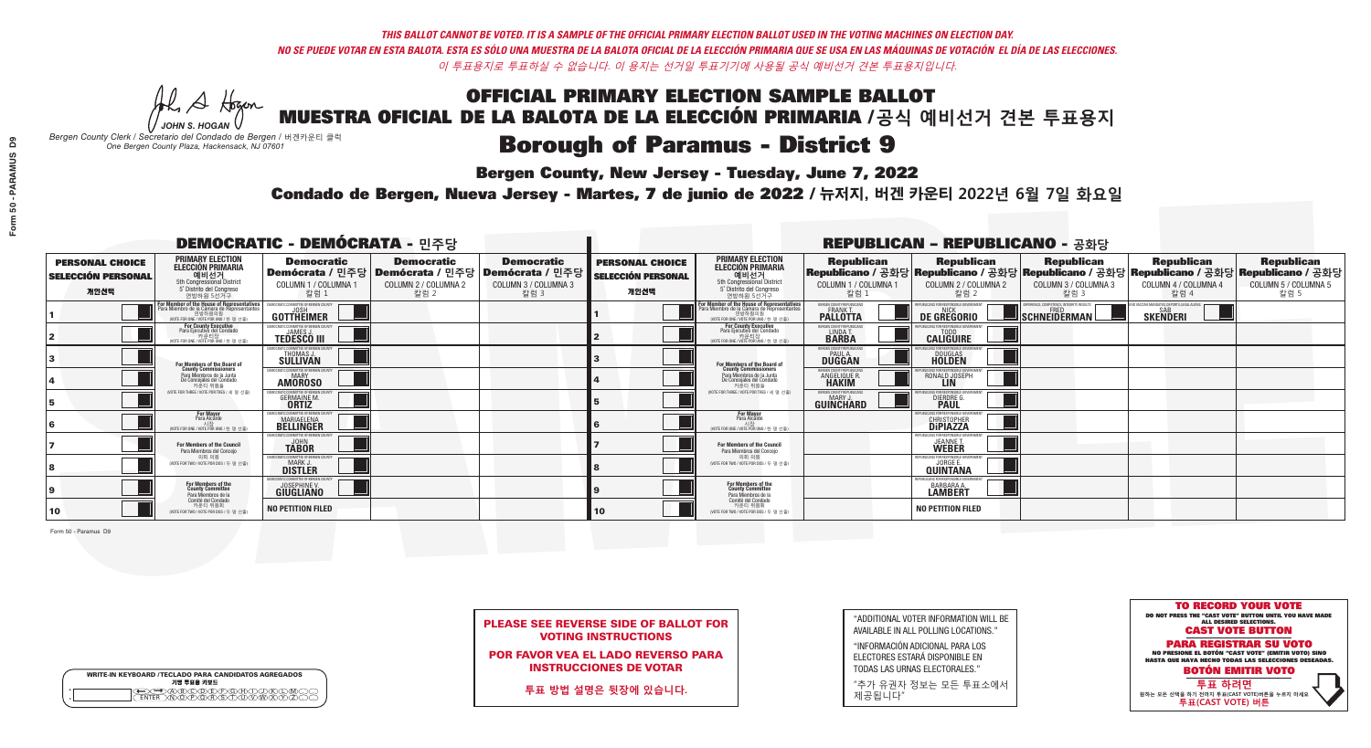*THIS BALLOT CANNOT BE VOTED. IT IS A SAMPLE OF THE OFFICIAL PRIMARY ELECTION BALLOT USED IN THE VOTING MACHINES ON ELECTION DAY.*
*NO SE PUEDE VOTAR EN ESTA BALOTA. ESTA ES SÓLO UNA MUESTRA DE LA BALOTA OFICIAL DE LA ELECCIÓN PRIMARIA QUE SE USA EN LAS MÁQUINAS DE VOTACIÓN EL DÍA DE LAS ELECCIONES.*
*이 투표용지로 투표하실 수 없습니다. 이 용지는 선거일 투표기기에 사용될 공식 예비선거 견본 투표용지입니다.*

JOHN S. HOGAN
*Bergen County Clerk / Secretario del Condado de Bergen / 버겐카운티 클럭*
*One Bergen County Plaza, Hackensack, NJ 07601*

# OFFICIAL PRIMARY ELECTION SAMPLE BALLOT
# MUESTRA OFICIAL DE LA BALOTA DE LA ELECCIÓN PRIMARIA /공식 예비선거 견본 투표용지

## Borough of Paramus - District 9

**Bergen County, New Jersey - Tuesday, June 7, 2022**

**Condado de Bergen, Nueva Jersey - Martes, 7 de junio de 2022 / 뉴저지, 버겐 카운티 2022년 6월 7일 화요일**

### DEMOCRATIC - DEMÓCRATA - 민주당

| PERSONAL CHOICE SELECCIÓN PERSONAL 개인선택 | PRIMARY ELECTION ELECCIÓN PRIMARIA 예비선거 5th Congressional District 5° Distrito del Congreso 연방하원 5선거구 | Democratic Demócrata / 민주당 COLUMN 1 / COLUMNA 1 칼럼 1 | Democratic Demócrata / 민주당 COLUMN 2 / COLUMNA 2 칼럼 2 | Democratic Demócrata / 민주당 COLUMN 3 / COLUMNA 3 칼럼 3 |
|---|---|---|---|---|
| 1 | For Member of the House of Representatives / Para Miembro de la Cámara de Representantes / 연방하원의원 (VOTE FOR ONE / VOTE POR UNO / 한 명 선출) | JOSH GOTTHEIMER | | |
| 2 | For County Executive / Para Ejecutivo del Condado / 카운티장 (VOTE FOR ONE / VOTE POR UNO / 한 명 선출) | JAMES J. TEDESCO III | | |
| 3 | For Members of the Board of County Commissioners / Para Miembros de la Junta De Concejales del Condado / 카운티 위원들 (VOTE FOR THREE / VOTE POR TRES / 세 명 선출) | THOMAS J. SULLIVAN | | |
| 4 | | MARY AMOROSO | | |
| 5 | | GERMAINE M. ORTIZ | | |
| 6 | For Mayor / Para Alcalde / 시장 (VOTE FOR ONE / VOTE POR UNO / 한 명 선출) | MARIAELENA BELLINGER | | |
| 7 | For Members of the Council / Para Miembros del Concejo / 의회 의원 (VOTE FOR TWO / VOTE POR DOS / 두 명 선출) | JOHN TABOR | | |
| 8 | | MARK J. DISTLER | | |
| 9 | For Members of the County Committee / Para Miembros de la Comité del Condado / 카운티 위원회 (VOTE FOR TWO / VOTE POR DOS / 두 명 선출) | JOSEPHINE V. GIUGLIANO | | |
| 10 | | NO PETITION FILED | | |

### REPUBLICAN - REPUBLICANO - 공화당

| PERSONAL CHOICE SELECCIÓN PERSONAL 개인선택 | PRIMARY ELECTION ELECCIÓN PRIMARIA 예비선거 5th Congressional District 5° Distrito del Congreso 연방하원 5선거구 | Republican Republicano / 공화당 COLUMN 1 / COLUMNA 1 칼럼 1 | Republican Republicano / 공화당 COLUMN 2 / COLUMNA 2 칼럼 2 | Republican Republicano / 공화당 COLUMN 3 / COLUMNA 3 칼럼 3 | Republican Republicano / 공화당 COLUMN 4 / COLUMNA 4 칼럼 4 | Republican Republicano / 공화당 COLUMN 5 / COLUMNA 5 칼럼 5 |
|---|---|---|---|---|---|---|
| 1 | For Member of the House of Representatives / Para Miembro de la Cámara de Representantes / 연방하원의원 (VOTE FOR ONE / VOTE POR UNO / 한 명 선출) | FRANK T. PALLOTTA | NICK DE GREGORIO | FRED SCHNEIDERMAN | SAB SKENDERI | |
| 2 | For County Executive / Para Ejecutivo del Condado / 카운티장 (VOTE FOR ONE / VOTE POR UNO / 한 명 선출) | LINDA T. BARBA | TODD CALIGUIRE | | | |
| 3 | For Members of the Board of County Commissioners / Para Miembros de la Junta De Concejales del Condado / 카운티 위원들 (VOTE FOR THREE / VOTE POR TRES / 세 명 선출) | PAUL A. DUGGAN | DOUGLAS HOLDEN | | | |
| 4 | | ANGELIQUE R. HAKIM | RONALD JOSEPH LIN | | | |
| 5 | | MARY J. GUINCHARD | DIERDRE G. PAUL | | | |
| 6 | For Mayor / Para Alcalde / 시장 (VOTE FOR ONE / VOTE POR UNO / 한 명 선출) | | CHRISTOPHER DiPIAZZA | | | |
| 7 | For Members of the Council / Para Miembros del Concejo / 의회 의원 (VOTE FOR TWO / VOTE POR DOS / 두 명 선출) | | JEANNE T. WEBER | | | |
| 8 | | | JORGE E. QUINTANA | | | |
| 9 | For Members of the County Committee / Para Miembros de la Comité del Condado / 카운티 위원회 (VOTE FOR TWO / VOTE POR DOS / 두 명 선출) | | BARBARA A. LAMBERT | | | |
| 10 | | | NO PETITION FILED | | | |

Form 50 - Paramus D9

**PLEASE SEE REVERSE SIDE OF BALLOT FOR VOTING INSTRUCTIONS**

**POR FAVOR VEA EL LADO REVERSO PARA INSTRUCCIONES DE VOTAR**

**투표 방법 설명은 뒷장에 있습니다.**

"ADDITIONAL VOTER INFORMATION WILL BE AVAILABLE IN ALL POLLING LOCATIONS."

"INFORMACIÓN ADICIONAL PARA LOS ELECTORES ESTARÁ DISPONIBLE EN TODAS LAS URNAS ELECTORALES."

"추가 유권자 정보는 모든 투표소에서 제공됩니다"

WRITE-IN KEYBOARD /TECLADO PARA CANDIDATOS AGREGADOS
기명 투표용 키보드

**TO RECORD YOUR VOTE**
DO NOT PRESS THE "CAST VOTE" BUTTON UNTIL YOU HAVE MADE ALL DESIRED SELECTIONS.
**CAST VOTE BUTTON**
**PARA REGISTRAR SU VOTO**
NO PRESIONE EL BOTÓN "CAST VOTE" (EMITIR VOTO) SINO HASTA QUE HAYA HECHO TODAS LAS SELECCIONES DESEADAS.
**BOTÓN EMITIR VOTO**
**투표 하려면**
원하는 모든 선택을 하기 전까지 투표(CAST VOTE)버튼을 누르지 마세요
**투표(CAST VOTE) 버튼**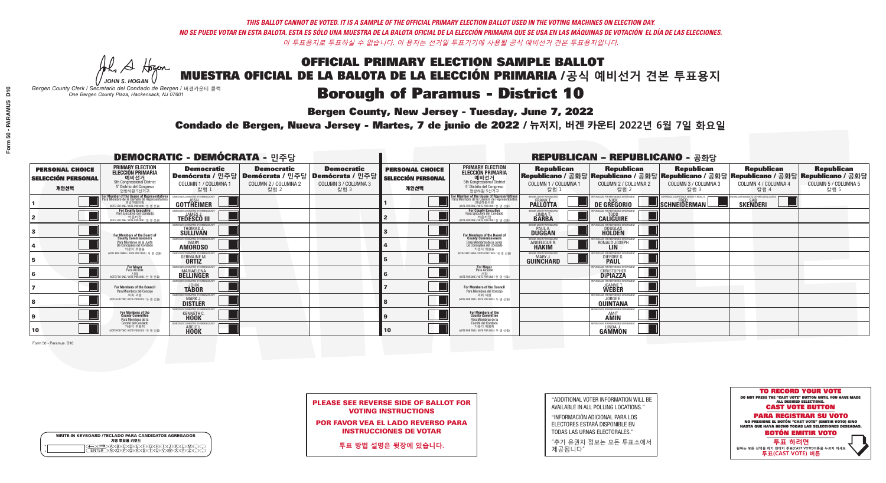*THIS BALLOT CANNOT BE VOTED. IT IS A SAMPLE OF THE OFFICIAL PRIMARY ELECTION BALLOT USED IN THE VOTING MACHINES ON ELECTION DAY.*
*NO SE PUEDE VOTAR EN ESTA BALOTA. ESTA ES SÓLO UNA MUESTRA DE LA BALOTA OFICIAL DE LA ELECCIÓN PRIMARIA QUE SE USA EN LAS MÁQUINAS DE VOTACIÓN EL DÍA DE LAS ELECCIONES.*
*이 투표용지로 투표하실 수 없습니다. 이 용지는 선거일 투표기기에 사용될 공식 예비선거 견본 투표용지입니다.*

JOHN S. HOGAN
*Bergen County Clerk / Secretario del Condado de Bergen / 버겐카운티 클럭*
*One Bergen County Plaza, Hackensack, NJ 07601*

# OFFICIAL PRIMARY ELECTION SAMPLE BALLOT
# MUESTRA OFICIAL DE LA BALOTA DE LA ELECCIÓN PRIMARIA /공식 예비선거 견본 투표용지
# Borough of Paramus - District 10

**Bergen County, New Jersey - Tuesday, June 7, 2022**

**Condado de Bergen, Nueva Jersey - Martes, 7 de junio de 2022 / 뉴저지, 버겐 카운티 2022년 6월 7일 화요일**

## DEMOCRATIC - DEMÓCRATA - 민주당

| PERSONAL CHOICE / SELECCIÓN PERSONAL / 개인선택 | PRIMARY ELECTION / ELECCIÓN PRIMARIA / 예비선거 | Democratic / Demócrata / 민주당 COLUMN 1 / COLUMNA 1 / 칼럼 1 | Democratic / Demócrata / 민주당 COLUMN 2 / COLUMNA 2 / 칼럼 2 | Democratic / Demócrata / 민주당 COLUMN 3 / COLUMNA 3 / 칼럼 3 |
|---|---|---|---|---|
| 1 | For Member of the House of Representatives / Para Miembro de la Cámara de Representantes / 연방하원의원 (VOTE FOR ONE / VOTE POR UNO / 한 명 선출) | JOSH GOTTHEIMER | | |
| 2 | For County Executive / Para Ejecutivo del Condado / 카운티장 (VOTE FOR ONE / VOTE POR UNO / 한 명 선출) | JAMES J. TEDESCO III | | |
| 3 | For Members of the Board of County Commissioners / Para Miembros de la Junta De Concejales del Condado / 카운티 위원들 (VOTE FOR THREE / VOTE POR TRES / 세 명 선출) | THOMAS J. SULLIVAN | | |
| 4 | | MARY AMOROSO | | |
| 5 | | GERMAINE M. ORTIZ | | |
| 6 | For Mayor / Para Alcalde / 시장 (VOTE FOR ONE / VOTE POR UNO / 한 명 선출) | MARIAELENA BELLINGER | | |
| 7 | For Members of the Council / Para Miembros del Concejo / 의회 의원 (VOTE FOR TWO / VOTE POR DOS / 두 명 선출) | JOHN TABOR | | |
| 8 | | MARK J. DISTLER | | |
| 9 | For Members of the County Committee / Para Miembros de la Comité del Condado / 카운티 위원회 (VOTE FOR TWO / VOTE POR DOS / 두 명 선출) | KENNETH C. HOOK | | |
| 10 | | ADELE J. HOOK | | |

## REPUBLICAN - REPUBLICANO - 공화당

| PERSONAL CHOICE / SELECCIÓN PERSONAL / 개인선택 | PRIMARY ELECTION / ELECCIÓN PRIMARIA / 예비선거 | Republican / Republicano / 공화당 COLUMN 1 / COLUMNA 1 / 칼럼 1 | Republican / Republicano / 공화당 COLUMN 2 / COLUMNA 2 / 칼럼 2 | Republican / Republicano / 공화당 COLUMN 3 / COLUMNA 3 / 칼럼 3 | Republican / Republicano / 공화당 COLUMN 4 / COLUMNA 4 / 칼럼 4 | Republican / Republicano / 공화당 COLUMN 5 / COLUMNA 5 / 칼럼 5 |
|---|---|---|---|---|---|---|
| 1 | For Member of the House of Representatives / Para Miembro de la Cámara de Representantes / 연방하원의원 (VOTE FOR ONE / VOTE POR UNO / 한 명 선출) | FRANK T. PALLOTTA | NICK DE GREGORIO | FRED SCHNEIDERMAN | SAB SKENDERI | |
| 2 | For County Executive / Para Ejecutivo del Condado / 카운티장 (VOTE FOR ONE / VOTE POR UNO / 한 명 선출) | LINDA T. BARBA | TODD CALIGUIRE | | | |
| 3 | For Members of the Board of County Commissioners / Para Miembros de la Junta De Concejales del Condado / 카운티 위원들 (VOTE FOR THREE / VOTE POR TRES / 세 명 선출) | PAUL A. DUGGAN | DOUGLAS HOLDEN | | | |
| 4 | | ANGELIQUE R. HAKIM | RONALD JOSEPH LIN | | | |
| 5 | | MARY J. GUINCHARD | DIERDRE G. PAUL | | | |
| 6 | For Mayor / Para Alcalde / 시장 (VOTE FOR ONE / VOTE POR UNO / 한 명 선출) | | CHRISTOPHER DiPIAZZA | | | |
| 7 | For Members of the Council / Para Miembros del Concejo / 의회 의원 (VOTE FOR TWO / VOTE POR DOS / 두 명 선출) | | JEANNE T. WEBER | | | |
| 8 | | | JORGE E. QUINTANA | | | |
| 9 | For Members of the County Committee / Para Miembros de la Comité del Condado / 카운티 위원회 (VOTE FOR TWO / VOTE POR DOS / 두 명 선출) | | AMIT AMIN | | | |
| 10 | | | LINDA J. GAMMON | | | |

Form 50 - Paramus D10

**PLEASE SEE REVERSE SIDE OF BALLOT FOR VOTING INSTRUCTIONS**

**POR FAVOR VEA EL LADO REVERSO PARA INSTRUCCIONES DE VOTAR**

**투표 방법 설명은 뒷장에 있습니다.**

"ADDITIONAL VOTER INFORMATION WILL BE AVAILABLE IN ALL POLLING LOCATIONS."

"INFORMACIÓN ADICIONAL PARA LOS ELECTORES ESTARÁ DISPONIBLE EN TODAS LAS URNAS ELECTORALES."

"추가 유권자 정보는 모든 투표소에서 제공됩니다"

**TO RECORD YOUR VOTE**
DO NOT PRESS THE "CAST VOTE" BUTTON UNTIL YOU HAVE MADE ALL DESIRED SELECTIONS.
**CAST VOTE BUTTON**

**PARA REGISTRAR SU VOTO**
NO PRESIONE EL BOTÓN "CAST VOTE" (EMITIR VOTO) SINO HASTA QUE HAYA HECHO TODAS LAS SELECCIONES DESEADAS.
**BOTÓN EMITIR VOTO**

**투표 하려면**
원하는 모든 선택을 하기 전까지 투표(CAST VOTE)버튼을 누르지 마세요
**투표(CAST VOTE) 버튼**

WRITE-IN KEYBOARD /TECLADO PARA CANDIDATOS AGREGADOS
기명 투표용 키보드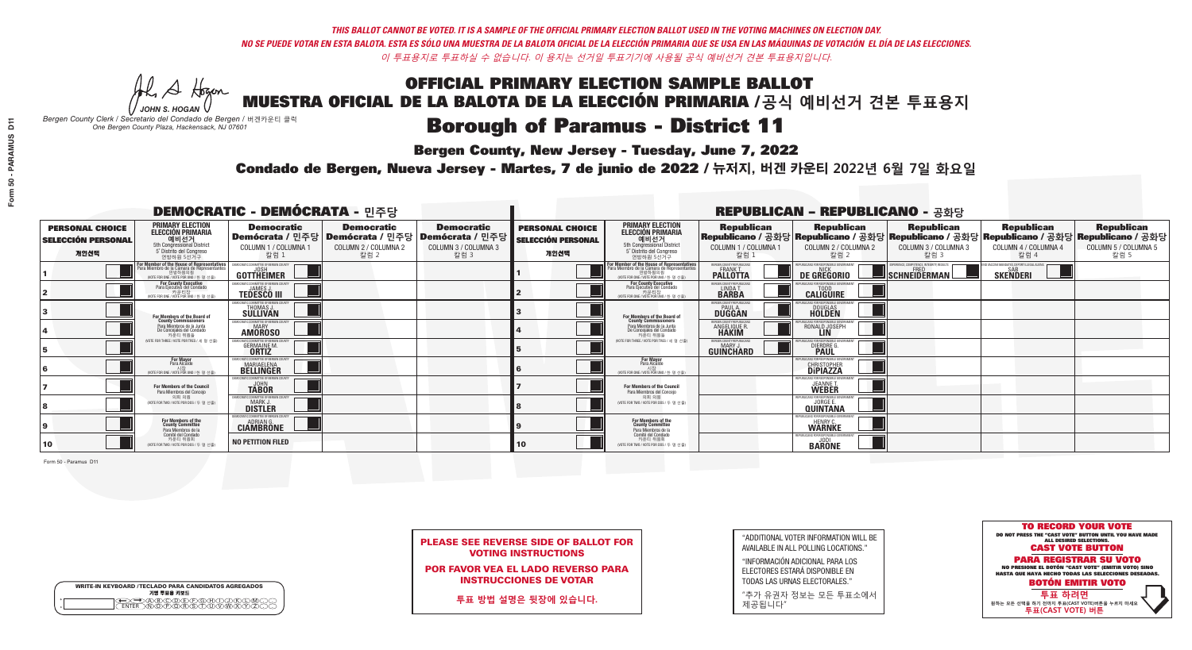*THIS BALLOT CANNOT BE VOTED. IT IS A SAMPLE OF THE OFFICIAL PRIMARY ELECTION BALLOT USED IN THE VOTING MACHINES ON ELECTION DAY.*
*NO SE PUEDE VOTAR EN ESTA BALOTA. ESTA ES SÓLO UNA MUESTRA DE LA BALOTA OFICIAL DE LA ELECCIÓN PRIMARIA QUE SE USA EN LAS MÁQUINAS DE VOTACIÓN EL DÍA DE LAS ELECCIONES.*
*이 투표용지로 투표하실 수 없습니다. 이 용지는 선거일 투표기기에 사용될 공식 예비선거 견본 투표용지입니다.*

JOHN S. HOGAN
*Bergen County Clerk / Secretario del Condado de Bergen / 버겐카운티 클럭*
*One Bergen County Plaza, Hackensack, NJ 07601*

# OFFICIAL PRIMARY ELECTION SAMPLE BALLOT
# MUESTRA OFICIAL DE LA BALOTA DE LA ELECCIÓN PRIMARIA /공식 예비선거 견본 투표용지
# Borough of Paramus - District 11

**Bergen County, New Jersey - Tuesday, June 7, 2022**
**Condado de Bergen, Nueva Jersey - Martes, 7 de junio de 2022 / 뉴저지, 버겐 카운티 2022년 6월 7일 화요일**

## DEMOCRATIC - DEMÓCRATA - 민주당

| PERSONAL CHOICE / SELECCIÓN PERSONAL / 개인선택 | PRIMARY ELECTION / ELECCIÓN PRIMARIA / 예비선거 (5th Congressional District / 5° Distrito del Congreso / 연방하원 5선거구) | Democratic / Demócrata / 민주당 COLUMN 1 / COLUMNA 1 / 칼럼 1 | Democratic / Demócrata / 민주당 COLUMN 2 / COLUMNA 2 / 칼럼 2 | Democratic / Demócrata / 민주당 COLUMN 3 / COLUMNA 3 / 칼럼 3 |
|---|---|---|---|---|
| 1 | For Member of the House of Representatives / Para Miembro de la Cámara de Representantes / 연방하원의원 (VOTE FOR ONE / VOTE POR UNO / 한 명 선출) | JOSH GOTTHEIMER | | |
| 2 | For County Executive / Para Ejecutivo del Condado / 카운티장 (VOTE FOR ONE / VOTE POR UNO / 한 명 선출) | JAMES J. TEDESCO III | | |
| 3 | For Members of the Board of County Commissioners / Para Miembros de la Junta De Concejales del Condado / 카운티 위원들 (VOTE FOR THREE / VOTE POR TRES / 세 명 선출) | THOMAS J. SULLIVAN | | |
| 4 | | MARY AMOROSO | | |
| 5 | | GERMAINE M. ORTIZ | | |
| 6 | For Mayor / Para Alcalde / 시장 (VOTE FOR ONE / VOTE POR UNO / 한 명 선출) | MARIAELENA BELLINGER | | |
| 7 | For Members of the Council / Para Miembros del Concejo / 의회 의원 (VOTE FOR TWO / VOTE POR DOS / 두 명 선출) | JOHN TABOR | | |
| 8 | | MARK J. DISTLER | | |
| 9 | For Members of the County Committee / Para Miembros de la Comité del Condado / 카운티 위원회 (VOTE FOR TWO / VOTE POR DOS / 두 명 선출) | ADRIAN G. CIAMBRONE | | |
| 10 | | NO PETITION FILED | | |

## REPUBLICAN - REPUBLICANO - 공화당

| PERSONAL CHOICE / SELECCIÓN PERSONAL / 개인선택 | PRIMARY ELECTION / ELECCIÓN PRIMARIA / 예비선거 (5th Congressional District / 5° Distrito del Congreso / 연방하원 5선거구) | Republican / Republicano / 공화당 COLUMN 1 / COLUMNA 1 / 칼럼 1 | Republican / Republicano / 공화당 COLUMN 2 / COLUMNA 2 / 칼럼 2 | Republican / Republicano / 공화당 COLUMN 3 / COLUMNA 3 / 칼럼 3 | Republican / Republicano / 공화당 COLUMN 4 / COLUMNA 4 / 칼럼 4 | Republican / Republicano / 공화당 COLUMN 5 / COLUMNA 5 / 칼럼 5 |
|---|---|---|---|---|---|---|
| 1 | For Member of the House of Representatives / Para Miembro de la Cámara de Representantes / 연방하원의원 (VOTE FOR ONE / VOTE POR UNO / 한 명 선출) | FRANK T. PALLOTTA | NICK DE GREGORIO | FRED SCHNEIDERMAN | SAB SKENDERI | |
| 2 | For County Executive / Para Ejecutivo del Condado / 카운티장 (VOTE FOR ONE / VOTE POR UNO / 한 명 선출) | LINDA T. BARBA | TODD CALIGUIRE | | | |
| 3 | For Members of the Board of County Commissioners / Para Miembros de la Junta De Concejales del Condado / 카운티 위원들 (VOTE FOR THREE / VOTE POR TRES / 세 명 선출) | PAUL A. DUGGAN | DOUGLAS HOLDEN | | | |
| 4 | | ANGELIQUE R. HAKIM | RONALD JOSEPH LIN | | | |
| 5 | | MARY J. GUINCHARD | DIERDRE G. PAUL | | | |
| 6 | For Mayor / Para Alcalde / 시장 (VOTE FOR ONE / VOTE POR UNO / 한 명 선출) | | CHRISTOPHER DiPIAZZA | | | |
| 7 | For Members of the Council / Para Miembros del Concejo / 의회 의원 (VOTE FOR TWO / VOTE POR DOS / 두 명 선출) | | JEANNE T. WEBER | | | |
| 8 | | | JORGE E. QUINTANA | | | |
| 9 | For Members of the County Committee / Para Miembros de la Comité del Condado / 카운티 위원회 (VOTE FOR TWO / VOTE POR DOS / 두 명 선출) | | HENRY C. WARNKE | | | |
| 10 | | | JODI BARONE | | | |

Form 50 - Paramus D11

**PLEASE SEE REVERSE SIDE OF BALLOT FOR VOTING INSTRUCTIONS**

**POR FAVOR VEA EL LADO REVERSO PARA INSTRUCCIONES DE VOTAR**

**투표 방법 설명은 뒷장에 있습니다.**

"ADDITIONAL VOTER INFORMATION WILL BE AVAILABLE IN ALL POLLING LOCATIONS."

"INFORMACIÓN ADICIONAL PARA LOS ELECTORES ESTARÁ DISPONIBLE EN TODAS LAS URNAS ELECTORALES."

"추가 유권자 정보는 모든 투표소에서 제공됩니다"

WRITE-IN KEYBOARD /TECLADO PARA CANDIDATOS AGREGADOS
기명 투표용 키보드

**TO RECORD YOUR VOTE**
DO NOT PRESS THE "CAST VOTE" BUTTON UNTIL YOU HAVE MADE ALL DESIRED SELECTIONS.
**CAST VOTE BUTTON**
**PARA REGISTRAR SU VOTO**
NO PRESIONE EL BOTÓN "CAST VOTE" (EMITIR VOTO) SINO HASTA QUE HAYA HECHO TODAS LAS SELECCIONES DESEADAS.
**BOTÓN EMITIR VOTO**
**투표 하려면**
원하는 모든 선택을 하기 전까지 투표(CAST VOTE)버튼을 누르지 마세요
**투표(CAST VOTE) 버튼**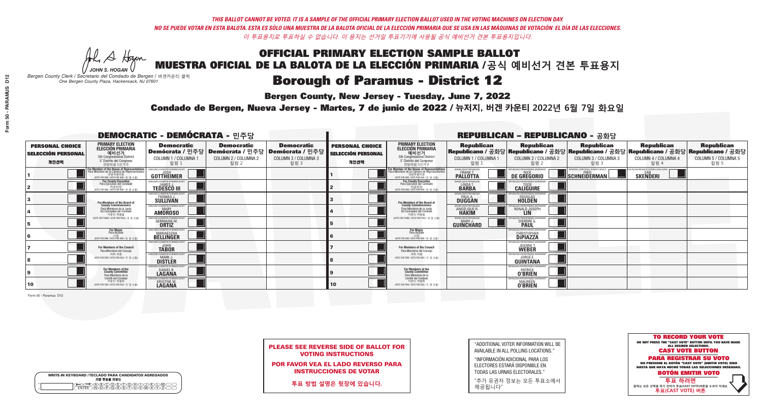*THIS BALLOT CANNOT BE VOTED. IT IS A SAMPLE OF THE OFFICIAL PRIMARY ELECTION BALLOT USED IN THE VOTING MACHINES ON ELECTION DAY.*
*NO SE PUEDE VOTAR EN ESTA BALOTA. ESTA ES SÓLO UNA MUESTRA DE LA BALOTA OFICIAL DE LA ELECCIÓN PRIMARIA QUE SE USA EN LAS MÁQUINAS DE VOTACIÓN EL DÍA DE LAS ELECCIONES.*
*이 투표용지로 투표하실 수 없습니다. 이 용지는 선거일 투표기기에 사용될 공식 예비선거 견본 투표용지입니다.*

JOHN S. HOGAN
*Bergen County Clerk / Secretario del Condado de Bergen / 버겐카운티 클럭*
*One Bergen County Plaza, Hackensack, NJ 07601*

# OFFICIAL PRIMARY ELECTION SAMPLE BALLOT
# MUESTRA OFICIAL DE LA BALOTA DE LA ELECCIÓN PRIMARIA /공식 예비선거 견본 투표용지
# Borough of Paramus - District 12

**Bergen County, New Jersey - Tuesday, June 7, 2022**
**Condado de Bergen, Nueva Jersey - Martes, 7 de junio de 2022 / 뉴저지, 버겐 카운티 2022년 6월 7일 화요일**

## DEMOCRATIC - DEMÓCRATA - 민주당

| PERSONAL CHOICE / SELECCIÓN PERSONAL / 개인선택 | PRIMARY ELECTION / ELECCIÓN PRIMARIA / 예비선거 (5th Congressional District / 5° Distrito del Congreso / 연방하원 5선거구) | Democratic / Demócrata / 민주당 COLUMN 1 / COLUMNA 1 / 칼럼 1 | Democratic / Demócrata / 민주당 COLUMN 2 / COLUMNA 2 / 칼럼 2 | Democratic / Demócrata / 민주당 COLUMN 3 / COLUMNA 3 / 칼럼 3 |
|---|---|---|---|---|
| 1 | For Member of the House of Representatives / Para Miembro de la Cámara de Representantes / 연방하원의원 (VOTE FOR ONE / VOTE POR UNO / 한 명 선출) | JOSH GOTTHEIMER | | |
| 2 | For County Executive / Para Ejecutivo del Condado / 카운티장 (VOTE FOR ONE / VOTE POR UNO / 한 명 선출) | JAMES J. TEDESCO III | | |
| 3 | For Members of the Board of County Commissioners / Para Miembros de la Junta De Concejales del Condado / 카운티 위원들 (VOTE FOR THREE / VOTE POR TRES / 세 명 선출) | THOMAS J. SULLIVAN | | |
| 4 | | MARY AMOROSO | | |
| 5 | | GERMAINE M. ORTIZ | | |
| 6 | For Mayor / Para Alcalde / 시장 (VOTE FOR ONE / VOTE POR UNO / 한 명 선출) | MARIAELENA BELLINGER | | |
| 7 | For Members of the Council / Para Miembros del Concejo / 의회 의원 (VOTE FOR TWO / VOTE POR DOS / 두 명 선출) | JOHN TABOR | | |
| 8 | | MARK J. DISTLER | | |
| 9 | For Members of the County Committee / Para Miembros de la Comité del Condado / 카운티 위원회 (VOTE FOR TWO / VOTE POR DOS / 두 명 선출) | DANIEL R. LAGANA | | |
| 10 | | KRISTINE M. LAGANA | | |

## REPUBLICAN - REPUBLICANO - 공화당

| PERSONAL CHOICE / SELECCIÓN PERSONAL / 개인선택 | PRIMARY ELECTION / ELECCIÓN PRIMARIA / 예비선거 (5th Congressional District / 5° Distrito del Congreso / 연방하원 5선거구) | Republican / Republicano / 공화당 COLUMN 1 / COLUMNA 1 / 칼럼 1 | Republican / Republicano / 공화당 COLUMN 2 / COLUMNA 2 / 칼럼 2 | Republican / Republicano / 공화당 COLUMN 3 / COLUMNA 3 / 칼럼 3 | Republican / Republicano / 공화당 COLUMN 4 / COLUMNA 4 / 칼럼 4 | Republican / Republicano / 공화당 COLUMN 5 / COLUMNA 5 / 칼럼 5 |
|---|---|---|---|---|---|---|
| 1 | For Member of the House of Representatives / Para Miembro de la Cámara de Representantes / 연방하원의원 (VOTE FOR ONE / VOTE POR UNO / 한 명 선출) | FRANK T. PALLOTTA | NICK DE GREGORIO | FRED SCHNEIDERMAN | SAB SKENDERI | |
| 2 | For County Executive / Para Ejecutivo del Condado / 카운티장 (VOTE FOR ONE / VOTE POR UNO / 한 명 선출) | LINDA T. BARBA | TODD CALIGUIRE | | | |
| 3 | For Members of the Board of County Commissioners / Para Miembros de la Junta De Concejales del Condado / 카운티 위원들 (VOTE FOR THREE / VOTE POR TRES / 세 명 선출) | PAUL A. DUGGAN | DOUGLAS HOLDEN | | | |
| 4 | | ANGELIQUE R. HAKIM | RONALD JOSEPH LIN | | | |
| 5 | | MARY J. GUINCHARD | DIERDRE G. PAUL | | | |
| 6 | For Mayor / Para Alcalde / 시장 (VOTE FOR ONE / VOTE POR UNO / 한 명 선출) | | CHRISTOPHER DiPIAZZA | | | |
| 7 | For Members of the Council / Para Miembros del Concejo / 의회 의원 (VOTE FOR TWO / VOTE POR DOS / 두 명 선출) | | JEANNE T. WEBER | | | |
| 8 | | | JORGE E. QUINTANA | | | |
| 9 | For Members of the County Committee / Para Miembros de la Comité del Condado / 카운티 위원회 (VOTE FOR TWO / VOTE POR DOS / 두 명 선출) | | PATRICK O'BRIEN | | | |
| 10 | | | MAUREEN O'BRIEN | | | |

Form 50 - Paramus D12

**PLEASE SEE REVERSE SIDE OF BALLOT FOR VOTING INSTRUCTIONS**
**POR FAVOR VEA EL LADO REVERSO PARA INSTRUCCIONES DE VOTAR**
**투표 방법 설명은 뒷장에 있습니다.**

"ADDITIONAL VOTER INFORMATION WILL BE AVAILABLE IN ALL POLLING LOCATIONS."
"INFORMACIÓN ADICIONAL PARA LOS ELECTORES ESTARÁ DISPONIBLE EN TODAS LAS URNAS ELECTORALES."
"추가 유권자 정보는 모든 투표소에서 제공됩니다"

WRITE-IN KEYBOARD /TECLADO PARA CANDIDATOS AGREGADOS
기명 투표용 키보드

**TO RECORD YOUR VOTE**
DO NOT PRESS THE "CAST VOTE" BUTTON UNTIL YOU HAVE MADE ALL DESIRED SELECTIONS.
**CAST VOTE BUTTON**
**PARA REGISTRAR SU VOTO**
NO PRESIONE EL BOTÓN "CAST VOTE" (EMITIR VOTO) SINO HASTA QUE HAYA HECHO TODAS LAS SELECCIONES DESEADAS.
**BOTÓN EMITIR VOTO**
**투표 하려면**
원하는 모든 선택을 하기 전까지 투표(CAST VOTE)버튼을 누르지 마세요
**투표(CAST VOTE) 버튼**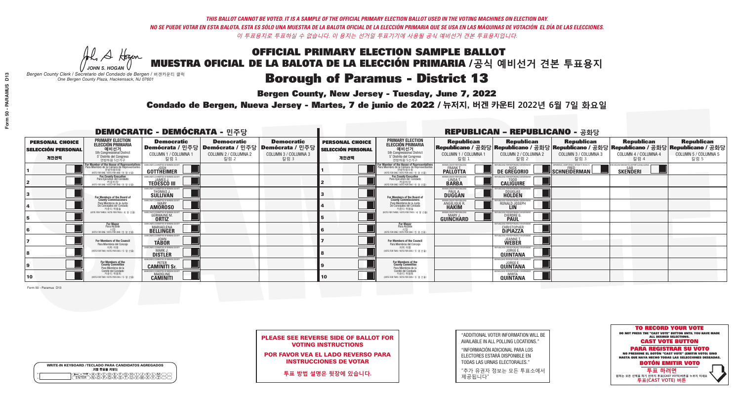THIS BALLOT CANNOT BE VOTED. IT IS A SAMPLE OF THE OFFICIAL PRIMARY ELECTION BALLOT USED IN THE VOTING MACHINES ON ELECTION DAY.
NO SE PUEDE VOTAR EN ESTA BALOTA. ESTA ES SÓLO UNA MUESTRA DE LA BALOTA OFICIAL DE LA ELECCIÓN PRIMARIA QUE SE USA EN LAS MÁQUINAS DE VOTACIÓN EL DÍA DE LAS ELECCIONES.
이 투표용지로 투표하실 수 없습니다. 이 용지는 선거일 투표기기에 사용될 공식 예비선거 견본 투표용지입니다.

JOHN S. HOGAN
Bergen County Clerk / Secretario del Condado de Bergen / 버겐카운티 클럭
One Bergen County Plaza, Hackensack, NJ 07601

# OFFICIAL PRIMARY ELECTION SAMPLE BALLOT
# MUESTRA OFICIAL DE LA BALOTA DE LA ELECCIÓN PRIMARIA / 공식 예비선거 견본 투표용지

# Borough of Paramus - District 13

**Bergen County, New Jersey - Tuesday, June 7, 2022**

**Condado de Bergen, Nueva Jersey - Martes, 7 de junio de 2022 / 뉴저지, 버겐 카운티 2022년 6월 7일 화요일**

## DEMOCRATIC - DEMÓCRATA - 민주당

| PERSONAL CHOICE / SELECCIÓN PERSONAL / 개인선택 | PRIMARY ELECTION / ELECCIÓN PRIMARIA / 예비선거 | Democratic / Demócrata / 민주당 COLUMN 1 / COLUMNA 1 / 칼럼 1 | Democratic / Demócrata / 민주당 COLUMN 2 / COLUMNA 2 / 칼럼 2 | Democratic / Demócrata / 민주당 COLUMN 3 / COLUMNA 3 / 칼럼 3 |
|---|---|---|---|---|
| 1 | For Member of the House of Representatives / Para Miembro de la Cámara de Representantes / 연방하원의원 (VOTE FOR ONE / VOTE POR UNO / 한 명 선출) 5th Congressional District | JOSH GOTTHEIMER | | |
| 2 | For County Executive / Para Ejecutivo del Condado / 카운티장 (VOTE FOR ONE / VOTE POR UNO / 한 명 선출) | JAMES J. TEDESCO III | | |
| 3 | For Members of the Board of County Commissioners / Para Miembros de la Junta De Concejales del Condado / 카운티 위원들 (VOTE FOR THREE / VOTE POR TRES / 세 명 선출) | THOMAS J. SULLIVAN | | |
| 4 | | MARY AMOROSO | | |
| 5 | | GERMAINE M. ORTIZ | | |
| 6 | For Mayor / Para Alcalde / 시장 (VOTE FOR ONE / VOTE POR UNO / 한 명 선출) | MARIAELENA BELLINGER | | |
| 7 | For Members of the Council / Para Miembros del Concejo / 의회 의원 (VOTE FOR TWO / VOTE POR DOS / 두 명 선출) | JOHN TABOR | | |
| 8 | | MARK J. DISTLER | | |
| 9 | For Members of the County Committee / Para Miembros de la Comité del Condado / 카운티 위원회 (VOTE FOR TWO / VOTE POR DOS / 두 명 선출) | PETER CAMINITI Sr. | | |
| 10 | | MADELINE CAMINITI | | |

## REPUBLICAN - REPUBLICANO - 공화당

| PERSONAL CHOICE / SELECCIÓN PERSONAL / 개인선택 | PRIMARY ELECTION / ELECCIÓN PRIMARIA / 예비선거 | Republican / Republicano / 공화당 COLUMN 1 / COLUMNA 1 / 칼럼 1 | Republican / Republicano / 공화당 COLUMN 2 / COLUMNA 2 / 칼럼 2 | Republican / Republicano / 공화당 COLUMN 3 / COLUMNA 3 / 칼럼 3 | Republican / Republicano / 공화당 COLUMN 4 / COLUMNA 4 / 칼럼 4 | Republican / Republicano / 공화당 COLUMN 5 / COLUMNA 5 / 칼럼 5 |
|---|---|---|---|---|---|---|
| 1 | For Member of the House of Representatives / Para Miembro de la Cámara de Representantes / 연방하원의원 (VOTE FOR ONE / VOTE POR UNO / 한 명 선출) 5th Congressional District | FRANK T. PALLOTTA | NICK DE GREGORIO | FRED SCHNEIDERMAN | SAB SKENDERI | |
| 2 | For County Executive / Para Ejecutivo del Condado / 카운티장 (VOTE FOR ONE / VOTE POR UNO / 한 명 선출) | LINDA T. BARBA | TODD CALIGUIRE | | | |
| 3 | For Members of the Board of County Commissioners / Para Miembros de la Junta De Concejales del Condado / 카운티 위원들 (VOTE FOR THREE / VOTE POR TRES / 세 명 선출) | PAUL A. DUGGAN | DOUGLAS HOLDEN | | | |
| 4 | | ANGELIQUE R. HAKIM | RONALD JOSEPH LIN | | | |
| 5 | | MARY J. GUINCHARD | DIERDRE G. PAUL | | | |
| 6 | For Mayor / Para Alcalde / 시장 (VOTE FOR ONE / VOTE POR UNO / 한 명 선출) | | CHRISTOPHER DiPIAZZA | | | |
| 7 | For Members of the Council / Para Miembros del Concejo / 의회 의원 (VOTE FOR TWO / VOTE POR DOS / 두 명 선출) | | JEANNE T. WEBER | | | |
| 8 | | | JORGE E. QUINTANA | | | |
| 9 | For Members of the County Committee / Para Miembros de la Comité del Condado / 카운티 위원회 (VOTE FOR TWO / VOTE POR DOS / 두 명 선출) | | JORGE E. QUINTANA | | | |
| 10 | | | MIRTA QUINTANA | | | |

Form 50 - Paramus D13

**PLEASE SEE REVERSE SIDE OF BALLOT FOR VOTING INSTRUCTIONS**

**POR FAVOR VEA EL LADO REVERSO PARA INSTRUCCIONES DE VOTAR**

**투표 방법 설명은 뒷장에 있습니다.**

"ADDITIONAL VOTER INFORMATION WILL BE AVAILABLE IN ALL POLLING LOCATIONS."

"INFORMACIÓN ADICIONAL PARA LOS ELECTORES ESTARÁ DISPONIBLE EN TODAS LAS URNAS ELECTORALES."

"추가 유권자 정보는 모든 투표소에서 제공됩니다"

WRITE-IN KEYBOARD /TECLADO PARA CANDIDATOS AGREGADOS
기명 투표용 키보드

**TO RECORD YOUR VOTE**
DO NOT PRESS THE "CAST VOTE" BUTTON UNTIL YOU HAVE MADE ALL DESIRED SELECTIONS.
**CAST VOTE BUTTON**

**PARA REGISTRAR SU VOTO**
NO PRESIONE EL BOTÓN "CAST VOTE" (EMITIR VOTO) SINO HASTA QUE HAYA HECHO TODAS LAS SELECCIONES DESEADAS.
**BOTÓN EMITIR VOTO**

**투표 하려면**
원하는 모든 선택을 하기 전까지 투표(CAST VOTE)버튼을 누르지 마세요.
**투표(CAST VOTE) 버튼**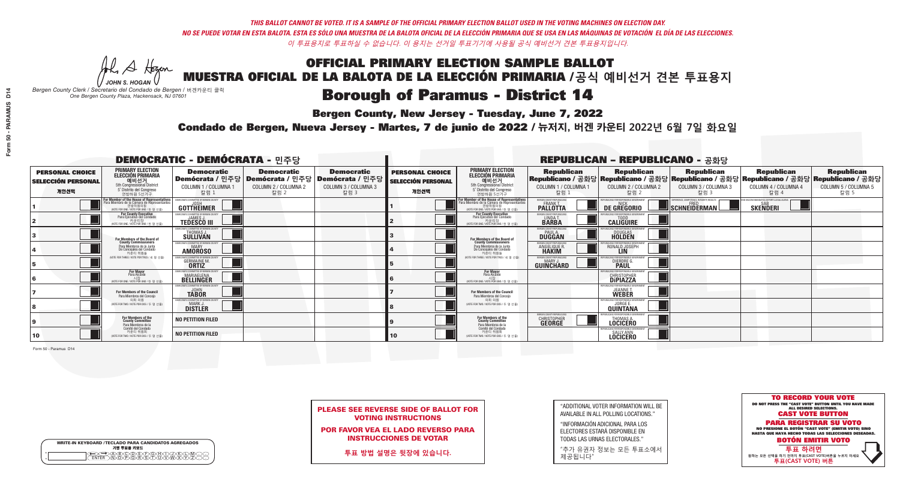*THIS BALLOT CANNOT BE VOTED. IT IS A SAMPLE OF THE OFFICIAL PRIMARY ELECTION BALLOT USED IN THE VOTING MACHINES ON ELECTION DAY.*
*NO SE PUEDE VOTAR EN ESTA BALOTA. ESTA ES SÓLO UNA MUESTRA DE LA BALOTA OFICIAL DE LA ELECCIÓN PRIMARIA QUE SE USA EN LAS MÁQUINAS DE VOTACIÓN EL DÍA DE LAS ELECCIONES.*
*이 투표용지로 투표하실 수 없습니다. 이 용지는 선거일 투표기기에 사용될 공식 예비선거 견본 투표용지입니다.*

JOHN S. HOGAN
*Bergen County Clerk / Secretario del Condado de Bergen / 버겐카운티 클럭*
*One Bergen County Plaza, Hackensack, NJ 07601*

# OFFICIAL PRIMARY ELECTION SAMPLE BALLOT
# MUESTRA OFICIAL DE LA BALOTA DE LA ELECCIÓN PRIMARIA /공식 예비선거 견본 투표용지

## Borough of Paramus - District 14

**Bergen County, New Jersey - Tuesday, June 7, 2022**

**Condado de Bergen, Nueva Jersey - Martes, 7 de junio de 2022 / 뉴저지, 버겐 카운티 2022년 6월 7일 화요일**

### DEMOCRATIC - DEMÓCRATA - 민주당

| PERSONAL CHOICE / SELECCIÓN PERSONAL / 개인선택 | PRIMARY ELECTION / ELECCIÓN PRIMARIA / 예비선거 (5th Congressional District / 5° Distrito del Congreso / 연방하원 5선거구) | Democratic / Demócrata / 민주당 COLUMN 1 / COLUMNA 1 / 칼럼 1 | Democratic / Demócrata / 민주당 COLUMN 2 / COLUMNA 2 / 칼럼 2 | Democratic / Demócrata / 민주당 COLUMN 3 / COLUMNA 3 / 칼럼 3 |
|---|---|---|---|---|
| 1 | For Member of the House of Representatives / Para Miembro de la Cámara de Representantes / 연방하원의원 (VOTE FOR ONE / VOTE POR UNO / 한 명 선출) | JOSH GOTTHEIMER | | |
| 2 | For County Executive / Para Ejecutivo del Condado / 카운티장 (VOTE FOR ONE / VOTE POR UNO / 한 명 선출) | JAMES J. TEDESCO III | | |
| 3 | For Members of the Board of County Commissioners / Para Miembros de la Junta De Concejales del Condado / 카운티 위원들 (VOTE FOR THREE / VOTE POR TRES / 세 명 선출) | THOMAS J. SULLIVAN | | |
| 4 | | MARY AMOROSO | | |
| 5 | | GERMAINE M. ORTIZ | | |
| 6 | For Mayor / Para Alcalde / 시장 (VOTE FOR ONE / VOTE POR UNO / 한 명 선출) | MARIAELENA BELLINGER | | |
| 7 | For Members of the Council / Para Miembros del Concejo / 의회 의원 (VOTE FOR TWO / VOTE POR DOS / 두 명 선출) | JOHN TABOR | | |
| 8 | | MARK J. DISTLER | | |
| 9 | For Members of the County Committee / Para Miembros de la Comité del Condado / 카운티 위원회 (VOTE FOR TWO / VOTE POR DOS / 두 명 선출) | NO PETITION FILED | | |
| 10 | | NO PETITION FILED | | |

### REPUBLICAN - REPUBLICANO - 공화당

| PERSONAL CHOICE / SELECCIÓN PERSONAL / 개인선택 | PRIMARY ELECTION / ELECCIÓN PRIMARIA / 예비선거 (5th Congressional District / 5° Distrito del Congreso / 연방하원 5선거구) | Republican / Republicano / 공화당 COLUMN 1 / COLUMNA 1 / 칼럼 1 | Republican / Republicano / 공화당 COLUMN 2 / COLUMNA 2 / 칼럼 2 | Republican / Republicano / 공화당 COLUMN 3 / COLUMNA 3 / 칼럼 3 | Republican / Republicano / 공화당 COLUMN 4 / COLUMNA 4 / 칼럼 4 | Republican / Republicano / 공화당 COLUMN 5 / COLUMNA 5 / 칼럼 5 |
|---|---|---|---|---|---|---|
| 1 | For Member of the House of Representatives / Para Miembro de la Cámara de Representantes / 연방하원의원 (VOTE FOR ONE / VOTE POR UNO / 한 명 선출) | FRANK T. PALLOTTA | NICK DE GREGORIO | FRED SCHNEIDERMAN | SAB SKENDERI | |
| 2 | For County Executive / Para Ejecutivo del Condado / 카운티장 (VOTE FOR ONE / VOTE POR UNO / 한 명 선출) | LINDA T. BARBA | TODD CALIGUIRE | | | |
| 3 | For Members of the Board of County Commissioners / Para Miembros de la Junta De Concejales del Condado / 카운티 위원들 (VOTE FOR THREE / VOTE POR TRES / 세 명 선출) | PAUL A. DUGGAN | DOUGLAS HOLDEN | | | |
| 4 | | ANGELIQUE R. HAKIM | RONALD JOSEPH LIN | | | |
| 5 | | MARY J. GUINCHARD | DIERDRE G. PAUL | | | |
| 6 | For Mayor / Para Alcalde / 시장 (VOTE FOR ONE / VOTE POR UNO / 한 명 선출) | | CHRISTOPHER DiPIAZZA | | | |
| 7 | For Members of the Council / Para Miembros del Concejo / 의회 의원 (VOTE FOR TWO / VOTE POR DOS / 두 명 선출) | | JEANNE T. WEBER | | | |
| 8 | | | JORGE E. QUINTANA | | | |
| 9 | For Members of the County Committee / Para Miembros de la Comité del Condado / 카운티 위원회 (VOTE FOR TWO / VOTE POR DOS / 두 명 선출) | CHRISTOPHER GEORGE | THOMAS A. LOCICERO | | | |
| 10 | | | SALLY ANN LOCICERO | | | |

Form 50 - Paramus D14

**PLEASE SEE REVERSE SIDE OF BALLOT FOR VOTING INSTRUCTIONS**

**POR FAVOR VEA EL LADO REVERSO PARA INSTRUCCIONES DE VOTAR**

**투표 방법 설명은 뒷장에 있습니다.**

"ADDITIONAL VOTER INFORMATION WILL BE AVAILABLE IN ALL POLLING LOCATIONS."

"INFORMACIÓN ADICIONAL PARA LOS ELECTORES ESTARÁ DISPONIBLE EN TODAS LAS URNAS ELECTORALES."

"추가 유권자 정보는 모든 투표소에서 제공됩니다"

WRITE-IN KEYBOARD /TECLADO PARA CANDIDATOS AGREGADOS
기명 투표용 키보드

**TO RECORD YOUR VOTE**
DO NOT PRESS THE "CAST VOTE" BUTTON UNTIL YOU HAVE MADE ALL DESIRED SELECTIONS.
**CAST VOTE BUTTON**

**PARA REGISTRAR SU VOTO**
NO PRESIONE EL BOTÓN "CAST VOTE" (EMITIR VOTO) SINO HASTA QUE HAYA HECHO TODAS LAS SELECCIONES DESEADAS.
**BOTÓN EMITIR VOTO**

**투표 하려면**
원하는 모든 선택을 하기 전까지 투표(CAST VOTE)버튼을 누르지 마세요
**투표(CAST VOTE) 버튼**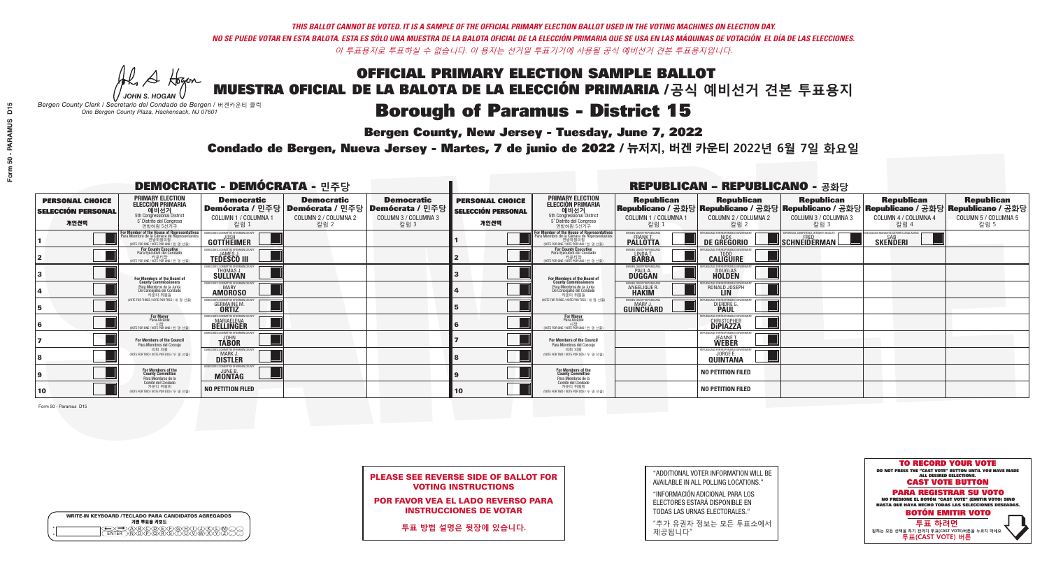*THIS BALLOT CANNOT BE VOTED. IT IS A SAMPLE OF THE OFFICIAL PRIMARY ELECTION BALLOT USED IN THE VOTING MACHINES ON ELECTION DAY.*
*NO SE PUEDE VOTAR EN ESTA BALOTA. ESTA ES SÓLO UNA MUESTRA DE LA BALOTA OFICIAL DE LA ELECCIÓN PRIMARIA QUE SE USA EN LAS MÁQUINAS DE VOTACIÓN EL DÍA DE LAS ELECCIONES.*
*이 투표용지로 투표하실 수 없습니다. 이 용지는 선거일 투표기기에 사용될 공식 예비선거 견본 투표용지입니다.*

JOHN S. HOGAN
*Bergen County Clerk / Secretario del Condado de Bergen / 버겐카운티 클럭*
*One Bergen County Plaza, Hackensack, NJ 07601*

# OFFICIAL PRIMARY ELECTION SAMPLE BALLOT
# MUESTRA OFICIAL DE LA BALOTA DE LA ELECCIÓN PRIMARIA /공식 예비선거 견본 투표용지
# Borough of Paramus - District 15

**Bergen County, New Jersey - Tuesday, June 7, 2022**

**Condado de Bergen, Nueva Jersey - Martes, 7 de junio de 2022 / 뉴저지, 버겐 카운티 2022년 6월 7일 화요일**

## DEMOCRATIC - DEMÓCRATA - 민주당

| PERSONAL CHOICE / SELECCIÓN PERSONAL / 개인선택 | PRIMARY ELECTION / ELECCIÓN PRIMARIA / 예비선거 (5th Congressional District / 5° Distrito del Congreso / 연방하원 5선거구) | Democratic / Demócrata / 민주당 COLUMN 1 / COLUMNA 1 / 칼럼 1 | Democratic / Demócrata / 민주당 COLUMN 2 / COLUMNA 2 / 칼럼 2 | Democratic / Demócrata / 민주당 COLUMN 3 / COLUMNA 3 / 칼럼 3 |
|---|---|---|---|---|
| 1 | For Member of the House of Representatives / Para Miembro de la Cámara de Representantes / 연방하원의원 (VOTE FOR ONE / VOTE POR UNO / 한 명 선출) | JOSH GOTTHEIMER | | |
| 2 | For County Executive / Para Ejecutivo del Condado / 카운티장 (VOTE FOR ONE / VOTE POR UNO / 한 명 선출) | JAMES J. TEDESCO III | | |
| 3 | For Members of the Board of County Commissioners / Para Miembros de la Junta De Concejales del Condado / 카운티 위원들 (VOTE FOR THREE / VOTE POR TRES / 세 명 선출) | THOMAS J. SULLIVAN | | |
| 4 | | MARY AMOROSO | | |
| 5 | | GERMAINE M. ORTIZ | | |
| 6 | For Mayor / Para Alcalde / 시장 (VOTE FOR ONE / VOTE POR UNO / 한 명 선출) | MARIAELENA BELLINGER | | |
| 7 | For Members of the Council / Para Miembros del Concejo / 의회 의원 (VOTE FOR TWO / VOTE POR DOS / 두 명 선출) | JOHN TABOR | | |
| 8 | | MARK J. DISTLER | | |
| 9 | For Members of the County Committee / Para Miembros de la Comité del Condado / 카운티 위원회 (VOTE FOR TWO / VOTE POR DOS / 두 명 선출) | JUNE R. MONTAG | | |
| 10 | | NO PETITION FILED | | |

## REPUBLICAN - REPUBLICANO - 공화당

| PERSONAL CHOICE / SELECCIÓN PERSONAL / 개인선택 | PRIMARY ELECTION / ELECCIÓN PRIMARIA / 예비선거 (5th Congressional District / 5° Distrito del Congreso / 연방하원 5선거구) | Republican / Republicano / 공화당 COLUMN 1 / COLUMNA 1 / 칼럼 1 | Republican / Republicano / 공화당 COLUMN 2 / COLUMNA 2 / 칼럼 2 | Republican / Republicano / 공화당 COLUMN 3 / COLUMNA 3 / 칼럼 3 | Republican / Republicano / 공화당 COLUMN 4 / COLUMNA 4 / 칼럼 4 | Republican / Republicano / 공화당 COLUMN 5 / COLUMNA 5 / 칼럼 5 |
|---|---|---|---|---|---|---|
| 1 | For Member of the House of Representatives / Para Miembro de la Cámara de Representantes / 연방하원의원 (VOTE FOR ONE / VOTE POR UNO / 한 명 선출) | FRANK T. PALLOTTA | NICK DE GREGORIO | FRED SCHNEIDERMAN | SAB SKENDERI | |
| 2 | For County Executive / Para Ejecutivo del Condado / 카운티장 (VOTE FOR ONE / VOTE POR UNO / 한 명 선출) | LINDA T. BARBA | TODD CALIGUIRE | | | |
| 3 | For Members of the Board of County Commissioners / Para Miembros de la Junta De Concejales del Condado / 카운티 위원들 (VOTE FOR THREE / VOTE POR TRES / 세 명 선출) | PAUL A. DUGGAN | DOUGLAS HOLDEN | | | |
| 4 | | ANGELIQUE R. HAKIM | RONALD JOSEPH LIN | | | |
| 5 | | MARY J. GUINCHARD | DIERDRE G. PAUL | | | |
| 6 | For Mayor / Para Alcalde / 시장 (VOTE FOR ONE / VOTE POR UNO / 한 명 선출) | | CHRISTOPHER DiPIAZZA | | | |
| 7 | For Members of the Council / Para Miembros del Concejo / 의회 의원 (VOTE FOR TWO / VOTE POR DOS / 두 명 선출) | | JEANNE T. WEBER | | | |
| 8 | | | JORGE E. QUINTANA | | | |
| 9 | For Members of the County Committee / Para Miembros de la Comité del Condado / 카운티 위원회 (VOTE FOR TWO / VOTE POR DOS / 두 명 선출) | | NO PETITION FILED | | | |
| 10 | | | NO PETITION FILED | | | |

Form 50 - Paramus D15

**PLEASE SEE REVERSE SIDE OF BALLOT FOR VOTING INSTRUCTIONS**

**POR FAVOR VEA EL LADO REVERSO PARA INSTRUCCIONES DE VOTAR**

**투표 방법 설명은 뒷장에 있습니다.**

"ADDITIONAL VOTER INFORMATION WILL BE AVAILABLE IN ALL POLLING LOCATIONS."

"INFORMACIÓN ADICIONAL PARA LOS ELECTORES ESTARÁ DISPONIBLE EN TODAS LAS URNAS ELECTORALES."

"추가 유권자 정보는 모든 투표소에서 제공됩니다"

WRITE-IN KEYBOARD /TECLADO PARA CANDIDATOS AGREGADOS
기명 투표용 키보드

**TO RECORD YOUR VOTE**
DO NOT PRESS THE "CAST VOTE" BUTTON UNTIL YOU HAVE MADE ALL DESIRED SELECTIONS.
**CAST VOTE BUTTON**
**PARA REGISTRAR SU VOTO**
NO PRESIONE EL BOTÓN "CAST VOTE" (EMITIR VOTO) SINO HASTA QUE HAYA HECHO TODAS LAS SELECCIONES DESEADAS.
**BOTÓN EMITIR VOTO**
**투표 하려면**
원하는 모든 선택을 하기 전까지 투표(CAST VOTE)버튼을 누르지 마세요.
**투표(CAST VOTE) 버튼**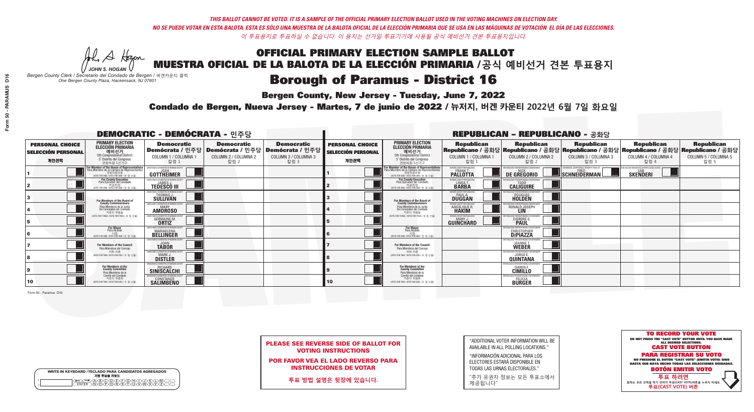*THIS BALLOT CANNOT BE VOTED. IT IS A SAMPLE OF THE OFFICIAL PRIMARY ELECTION BALLOT USED IN THE VOTING MACHINES ON ELECTION DAY.*
*NO SE PUEDE VOTAR EN ESTA BALOTA. ESTA ES SÓLO UNA MUESTRA DE LA BALOTA OFICIAL DE LA ELECCIÓN PRIMARIA QUE SE USA EN LAS MÁQUINAS DE VOTACIÓN EL DÍA DE LAS ELECCIONES.*
*이 투표용지로 투표하실 수 없습니다. 이 용지는 선거일 투표기기에 사용될 공식 예비선거 견본 투표용지입니다.*

JOHN S. HOGAN
*Bergen County Clerk / Secretario del Condado de Bergen / 버겐카운티 클럭*
*One Bergen County Plaza, Hackensack, NJ 07601*

# OFFICIAL PRIMARY ELECTION SAMPLE BALLOT
# MUESTRA OFICIAL DE LA BALOTA DE LA ELECCIÓN PRIMARIA /공식 예비선거 견본 투표용지
# Borough of Paramus - District 16

**Bergen County, New Jersey - Tuesday, June 7, 2022**

**Condado de Bergen, Nueva Jersey - Martes, 7 de junio de 2022 / 뉴저지, 버겐 카운티 2022년 6월 7일 화요일**

## DEMOCRATIC - DEMÓCRATA - 민주당

| PERSONAL CHOICE / SELECCIÓN PERSONAL / 개인선택 | PRIMARY ELECTION / ELECCIÓN PRIMARIA / 예비선거 (5th Congressional District / 5° Distrito del Congreso / 연방하원 5선거구) | Democratic / Demócrata / 민주당 COLUMN 1 / COLUMNA 1 / 칼럼 1 | Democratic / Demócrata / 민주당 COLUMN 2 / COLUMNA 2 / 칼럼 2 | Democratic / Demócrata / 민주당 COLUMN 3 / COLUMNA 3 / 칼럼 3 |
|---|---|---|---|---|
| 1 | For Member of the House of Representatives / Para Miembro de la Cámara de Representantes / 연방하원의원 (VOTE FOR ONE / VOTE POR UNO / 한 명 선출) | JOSH GOTTHEIMER | | |
| 2 | For County Executive / Para Ejecutivo del Condado / 카운티장 (VOTE FOR ONE / VOTE POR UNO / 한 명 선출) | JAMES J. TEDESCO III | | |
| 3 | For Members of the Board of County Commissioners / Para Miembros de la Junta De Concejales del Condado / 카운티 위원들 (VOTE FOR THREE / VOTE POR TRES / 세 명 선출) | THOMAS J. SULLIVAN | | |
| 4 | | MARY AMOROSO | | |
| 5 | | GERMAINE M. ORTIZ | | |
| 6 | For Mayor / Para Alcalde / 시장 (VOTE FOR ONE / VOTE POR UNO / 한 명 선출) | MARIAELENA BELLINGER | | |
| 7 | For Members of the Council / Para Miembros del Concejo / 의회 의원 (VOTE FOR TWO / VOTE POR DOS / 두 명 선출) | JOHN TABOR | | |
| 8 | | MARK J. DISTLER | | |
| 9 | For Members of the County Committee / Para Miembros de la Comité del Condado / 카운티 위원회 (VOTE FOR TWO / VOTE POR DOS / 두 명 선출) | RICHARD SINISCALCHI | | |
| 10 | | CONSTANCE SALIMBENO | | |

## REPUBLICAN - REPUBLICANO - 공화당

| PERSONAL CHOICE / SELECCIÓN PERSONAL / 개인선택 | PRIMARY ELECTION / ELECCIÓN PRIMARIA / 예비선거 (5th Congressional District / 5° Distrito del Congreso / 연방하원 5선거구) | Republican / Republicano / 공화당 COLUMN 1 / COLUMNA 1 / 칼럼 1 | Republican / Republicano / 공화당 COLUMN 2 / COLUMNA 2 / 칼럼 2 | Republican / Republicano / 공화당 COLUMN 3 / COLUMNA 3 / 칼럼 3 | Republican / Republicano / 공화당 COLUMN 4 / COLUMNA 4 / 칼럼 4 | Republican / Republicano / 공화당 COLUMN 5 / COLUMNA 5 / 칼럼 5 |
|---|---|---|---|---|---|---|
| 1 | For Member of the House of Representatives / Para Miembro de la Cámara de Representantes / 연방하원의원 (VOTE FOR ONE / VOTE POR UNO / 한 명 선출) | FRANK T. PALLOTTA | NICK DE GREGORIO | FRED SCHNEIDERMAN | SAB SKENDERI | |
| 2 | For County Executive / Para Ejecutivo del Condado / 카운티장 (VOTE FOR ONE / VOTE POR UNO / 한 명 선출) | LINDA T. BARBA | TODD CALIGUIRE | | | |
| 3 | For Members of the Board of County Commissioners / Para Miembros de la Junta De Concejales del Condado / 카운티 위원들 (VOTE FOR THREE / VOTE POR TRES / 세 명 선출) | PAUL A. DUGGAN | DOUGLAS HOLDEN | | | |
| 4 | | ANGELIQUE R. HAKIM | RONALD JOSEPH LIN | | | |
| 5 | | MARY J. GUINCHARD | DIERDRE G. PAUL | | | |
| 6 | For Mayor / Para Alcalde / 시장 (VOTE FOR ONE / VOTE POR UNO / 한 명 선출) | | CHRISTOPHER DiPIAZZA | | | |
| 7 | For Members of the Council / Para Miembros del Concejo / 의회 의원 (VOTE FOR TWO / VOTE POR DOS / 두 명 선출) | | JEANNE T. WEBER | | | |
| 8 | | | JORGE E. QUINTANA | | | |
| 9 | For Members of the County Committee / Para Miembros de la Comité del Condado / 카운티 위원회 (VOTE FOR TWO / VOTE POR DOS / 두 명 선출) | | DAREN F. CIMILLO | | | |
| 10 | | | FELICIA BURGER | | | |

Form 50 - Paramus D16

**PLEASE SEE REVERSE SIDE OF BALLOT FOR VOTING INSTRUCTIONS**

**POR FAVOR VEA EL LADO REVERSO PARA INSTRUCCIONES DE VOTAR**

**투표 방법 설명은 뒷장에 있습니다.**

"ADDITIONAL VOTER INFORMATION WILL BE AVAILABLE IN ALL POLLING LOCATIONS."

"INFORMACIÓN ADICIONAL PARA LOS ELECTORES ESTARÁ DISPONIBLE EN TODAS LAS URNAS ELECTORALES."

"추가 유권자 정보는 모든 투표소에서 제공됩니다"

WRITE-IN KEYBOARD /TECLADO PARA CANDIDATOS AGREGADOS
기명 투표용 키보드

**TO RECORD YOUR VOTE**
DO NOT PRESS THE "CAST VOTE" BUTTON UNTIL YOU HAVE MADE ALL DESIRED SELECTIONS.
**CAST VOTE BUTTON**

**PARA REGISTRAR SU VOTO**
NO PRESIONE EL BOTÓN "CAST VOTE" (EMITIR VOTO) SINO HASTA QUE HAYA HECHO TODAS LAS SELECCIONES DESEADAS.
**BOTÓN EMITIR VOTO**

**투표 하려면**
원하는 모든 선택을 하기 전까지 투표(CAST VOTE)버튼을 누르지 마세요
**투표(CAST VOTE) 버튼**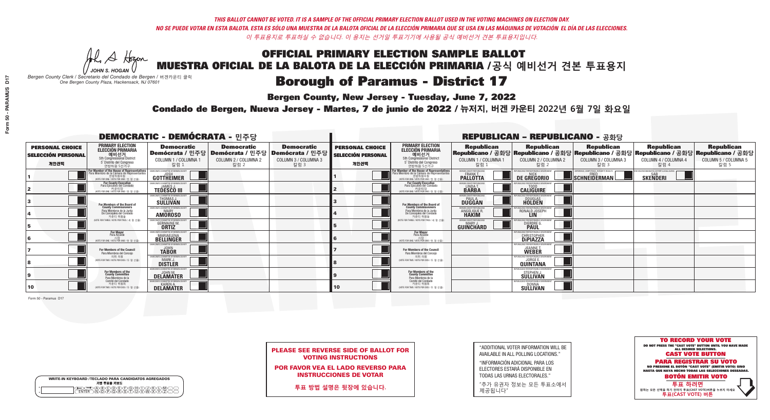*THIS BALLOT CANNOT BE VOTED. IT IS A SAMPLE OF THE OFFICIAL PRIMARY ELECTION BALLOT USED IN THE VOTING MACHINES ON ELECTION DAY.*

*NO SE PUEDE VOTAR EN ESTA BALOTA. ESTA ES SÓLO UNA MUESTRA DE LA BALOTA OFICIAL DE LA ELECCIÓN PRIMARIA QUE SE USA EN LAS MÁQUINAS DE VOTACIÓN EL DÍA DE LAS ELECCIONES.*

*이 투표용지로 투표하실 수 없습니다. 이 용지는 선거일 투표기기에 사용될 공식 예비선거 견본 투표용지입니다.*

JOHN S. HOGAN
*Bergen County Clerk / Secretario del Condado de Bergen / 버겐카운티 클럭*
*One Bergen County Plaza, Hackensack, NJ 07601*

# OFFICIAL PRIMARY ELECTION SAMPLE BALLOT
# MUESTRA OFICIAL DE LA BALOTA DE LA ELECCIÓN PRIMARIA /공식 예비선거 견본 투표용지

## Borough of Paramus - District 17

**Bergen County, New Jersey - Tuesday, June 7, 2022**

**Condado de Bergen, Nueva Jersey - Martes, 7 de junio de 2022 / 뉴저지, 버겐 카운티 2022년 6월 7일 화요일**

### DEMOCRATIC - DEMÓCRATA - 민주당

| PERSONAL CHOICE / SELECCIÓN PERSONAL / 개인선택 | PRIMARY ELECTION / ELECCIÓN PRIMARIA / 예비선거 (5th Congressional District / 5° Distrito del Congreso / 연방하원 5선거구) | Democratic / Demócrata / 민주당 COLUMN 1 / COLUMNA 1 / 칼럼 1 | Democratic / Demócrata / 민주당 COLUMN 2 / COLUMNA 2 / 칼럼 2 | Democratic / Demócrata / 민주당 COLUMN 3 / COLUMNA 3 / 칼럼 3 |
|---|---|---|---|---|
| 1 | For Member of the House of Representatives / Para Miembro de la Cámara de Representantes / 연방하원의원 (VOTE FOR ONE / VOTE POR UNO / 한 명 선출) | JOSH GOTTHEIMER | | |
| 2 | For County Executive / Para Ejecutivo del Condado / 카운티장 (VOTE FOR ONE / VOTE POR UNO / 한 명 선출) | JAMES J. TEDESCO III | | |
| 3 | For Members of the Board of County Commissioners / Para Miembros de la Junta De Concejales del Condado / 카운티 위원들 (VOTE FOR THREE / VOTE POR TRES / 세 명 선출) | THOMAS J. SULLIVAN | | |
| 4 | | MARY AMOROSO | | |
| 5 | | GERMAINE M. ORTIZ | | |
| 6 | For Mayor / Para Alcalde / 시장 (VOTE FOR ONE / VOTE POR UNO / 한 명 선출) | MARIAELENA BELLINGER | | |
| 7 | For Members of the Council / Para Miembros del Concejo / 의회 의원 (VOTE FOR TWO / VOTE POR DOS / 두 명 선출) | JOHN TABOR | | |
| 8 | | MARK J. DISTLER | | |
| 9 | For Members of the County Committee / Para Miembros de la Comité del Condado / 카운티 위원회 (VOTE FOR TWO / VOTE POR DOS / 두 명 선출) | JOHN M. DELAMATER | | |
| 10 | | KAREN A. DELAMATER | | |

### REPUBLICAN - REPUBLICANO - 공화당

| PERSONAL CHOICE / SELECCIÓN PERSONAL / 개인선택 | PRIMARY ELECTION / ELECCIÓN PRIMARIA / 예비선거 (5th Congressional District / 5° Distrito del Congreso / 연방하원 5선거구) | Republican / Republicano / 공화당 COLUMN 1 / COLUMNA 1 / 칼럼 1 | Republican / Republicano / 공화당 COLUMN 2 / COLUMNA 2 / 칼럼 2 | Republican / Republicano / 공화당 COLUMN 3 / COLUMNA 3 / 칼럼 3 | Republican / Republicano / 공화당 COLUMN 4 / COLUMNA 4 / 칼럼 4 | Republican / Republicano / 공화당 COLUMN 5 / COLUMNA 5 / 칼럼 5 |
|---|---|---|---|---|---|---|
| 1 | For Member of the House of Representatives / Para Miembro de la Cámara de Representantes / 연방하원의원 (VOTE FOR ONE / VOTE POR UNO / 한 명 선출) | FRANK T. PALLOTTA | NICK DE GREGORIO | FRED SCHNEIDERMAN | SAB SKENDERI | |
| 2 | For County Executive / Para Ejecutivo del Condado / 카운티장 (VOTE FOR ONE / VOTE POR UNO / 한 명 선출) | LINDA T. BARBA | TODD CALIGUIRE | | | |
| 3 | For Members of the Board of County Commissioners / Para Miembros de la Junta De Concejales del Condado / 카운티 위원들 (VOTE FOR THREE / VOTE POR TRES / 세 명 선출) | PAUL A. DUGGAN | DOUGLAS HOLDEN | | | |
| 4 | | ANGELIQUE R. HAKIM | RONALD JOSEPH LIN | | | |
| 5 | | MARY J. GUINCHARD | DIERDRE G. PAUL | | | |
| 6 | For Mayor / Para Alcalde / 시장 (VOTE FOR ONE / VOTE POR UNO / 한 명 선출) | | CHRISTOPHER DiPIAZZA | | | |
| 7 | For Members of the Council / Para Miembros del Concejo / 의회 의원 (VOTE FOR TWO / VOTE POR DOS / 두 명 선출) | | JEANNE T. WEBER | | | |
| 8 | | | JORGE E. QUINTANA | | | |
| 9 | For Members of the County Committee / Para Miembros de la Comité del Condado / 카운티 위원회 (VOTE FOR TWO / VOTE POR DOS / 두 명 선출) | | STEPHEN J. SULLIVAN | | | |
| 10 | | | DONNA SULLIVAN | | | |

Form 50 - Paramus D17

**PLEASE SEE REVERSE SIDE OF BALLOT FOR VOTING INSTRUCTIONS**

**POR FAVOR VEA EL LADO REVERSO PARA INSTRUCCIONES DE VOTAR**

**투표 방법 설명은 뒷장에 있습니다.**

"ADDITIONAL VOTER INFORMATION WILL BE AVAILABLE IN ALL POLLING LOCATIONS."

"INFORMACIÓN ADICIONAL PARA LOS ELECTORES ESTARÁ DISPONIBLE EN TODAS LAS URNAS ELECTORALES."

"추가 유권자 정보는 모든 투표소에서 제공됩니다"

**TO RECORD YOUR VOTE**
DO NOT PRESS THE "CAST VOTE" BUTTON UNTIL YOU HAVE MADE ALL DESIRED SELECTIONS.
**CAST VOTE BUTTON**

**PARA REGISTRAR SU VOTO**
NO PRESIONE EL BOTÓN "CAST VOTE" (EMITIR VOTO) SINO HASTA QUE HAYA HECHO TODAS LAS SELECCIONES DESEADAS.
**BOTÓN EMITIR VOTO**

**투표 하려면**
원하는 모든 선택을 하기 전까지 투표(CAST VOTE)버튼을 누르지 마세요
**투표(CAST VOTE) 버튼**

WRITE-IN KEYBOARD /TECLADO PARA CANDIDATOS AGREGADOS
기명 투표용 키보드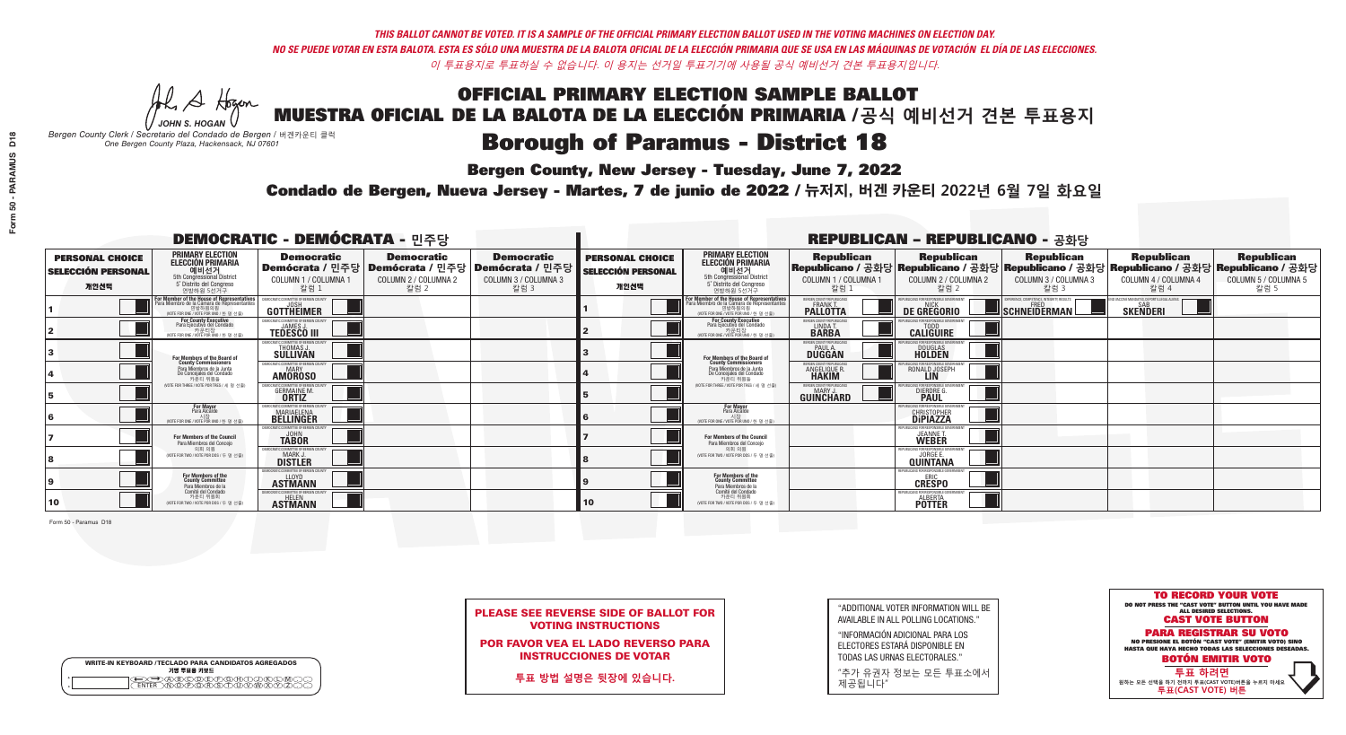*THIS BALLOT CANNOT BE VOTED. IT IS A SAMPLE OF THE OFFICIAL PRIMARY ELECTION BALLOT USED IN THE VOTING MACHINES ON ELECTION DAY.*
*NO SE PUEDE VOTAR EN ESTA BALOTA. ESTA ES SÓLO UNA MUESTRA DE LA BALOTA OFICIAL DE LA ELECCIÓN PRIMARIA QUE SE USA EN LAS MÁQUINAS DE VOTACIÓN EL DÍA DE LAS ELECCIONES.*
*이 투표용지로 투표하실 수 없습니다. 이 용지는 선거일 투표기기에 사용될 공식 예비선거 견본 투표용지입니다.*

JOHN S. HOGAN
*Bergen County Clerk / Secretario del Condado de Bergen / 버겐카운티 클럭*
*One Bergen County Plaza, Hackensack, NJ 07601*

# OFFICIAL PRIMARY ELECTION SAMPLE BALLOT
# MUESTRA OFICIAL DE LA BALOTA DE LA ELECCIÓN PRIMARIA /공식 예비선거 견본 투표용지

## Borough of Paramus - District 18

**Bergen County, New Jersey - Tuesday, June 7, 2022**

**Condado de Bergen, Nueva Jersey - Martes, 7 de junio de 2022 / 뉴저지, 버겐 카운티 2022년 6월 7일 화요일**

### DEMOCRATIC - DEMÓCRATA - 민주당

| PERSONAL CHOICE / SELECCIÓN PERSONAL / 개인선택 | PRIMARY ELECTION / ELECCIÓN PRIMARIA / 예비선거 (5th Congressional District / 5° Distrito del Congreso / 연방하원 5선거구) | Democratic / Demócrata / 민주당 COLUMN 1 / COLUMNA 1 / 칼럼 1 | Democratic / Demócrata / 민주당 COLUMN 2 / COLUMNA 2 / 칼럼 2 | Democratic / Demócrata / 민주당 COLUMN 3 / COLUMNA 3 / 칼럼 3 |
|---|---|---|---|---|
| 1 | For Member of the House of Representatives / Para Miembro de la Cámara de Representantes / 연방하원의원 (VOTE FOR ONE / VOTE POR UNO / 한 명 선출) | JOSH GOTTHEIMER | | |
| 2 | For County Executive / Para Ejecutivo del Condado / 카운티장 (VOTE FOR ONE / VOTE POR UNO / 한 명 선출) | JAMES J. TEDESCO III | | |
| 3 | For Members of the Board of County Commissioners / Para Miembros de la Junta De Concejales del Condado / 카운티 위원들 (VOTE FOR THREE / VOTE POR TRES / 세 명 선출) | THOMAS J. SULLIVAN | | |
| 4 | | MARY AMOROSO | | |
| 5 | | GERMAINE M. ORTIZ | | |
| 6 | For Mayor / Para Alcalde / 시장 (VOTE FOR ONE / VOTE POR UNO / 한 명 선출) | MARIAELENA BELLINGER | | |
| 7 | For Members of the Council / Para Miembros del Concejo / 의회 의원 (VOTE FOR TWO / VOTE POR DOS / 두 명 선출) | JOHN TABOR | | |
| 8 | | MARK J. DISTLER | | |
| 9 | For Members of the County Committee / Para Miembros de la Comité del Condado / 카운티 위원회 (VOTE FOR TWO / VOTE POR DOS / 두 명 선출) | LLOYD ASTMANN | | |
| 10 | | HELEN ASTMANN | | |

### REPUBLICAN - REPUBLICANO - 공화당

| PERSONAL CHOICE / SELECCIÓN PERSONAL / 개인선택 | PRIMARY ELECTION / ELECCIÓN PRIMARIA / 예비선거 (5th Congressional District / 5° Distrito del Congreso / 연방하원 5선거구) | Republican / Republicano / 공화당 COLUMN 1 / COLUMNA 1 / 칼럼 1 | Republican / Republicano / 공화당 COLUMN 2 / COLUMNA 2 / 칼럼 2 | Republican / Republicano / 공화당 COLUMN 3 / COLUMNA 3 / 칼럼 3 | Republican / Republicano / 공화당 COLUMN 4 / COLUMNA 4 / 칼럼 4 | Republican / Republicano / 공화당 COLUMN 5 / COLUMNA 5 / 칼럼 5 |
|---|---|---|---|---|---|---|
| 1 | For Member of the House of Representatives / Para Miembro de la Cámara de Representantes / 연방하원의원 (VOTE FOR ONE / VOTE POR UNO / 한 명 선출) | FRANK T. PALLOTTA | NICK DE GREGORIO | FRED SCHNEIDERMAN | SAB SKENDERI | |
| 2 | For County Executive / Para Ejecutivo del Condado / 카운티장 (VOTE FOR ONE / VOTE POR UNO / 한 명 선출) | LINDA T. BARBA | TODD CALIGUIRE | | | |
| 3 | For Members of the Board of County Commissioners / Para Miembros de la Junta De Concejales del Condado / 카운티 위원들 (VOTE FOR THREE / VOTE POR TRES / 세 명 선출) | PAUL A. DUGGAN | DOUGLAS HOLDEN | | | |
| 4 | | ANGELIQUE R. HAKIM | RONALD JOSEPH LIN | | | |
| 5 | | MARY J. GUINCHARD | DIERDRE G. PAUL | | | |
| 6 | For Mayor / Para Alcalde / 시장 (VOTE FOR ONE / VOTE POR UNO / 한 명 선출) | | CHRISTOPHER DiPIAZZA | | | |
| 7 | For Members of the Council / Para Miembros del Concejo / 의회 의원 (VOTE FOR TWO / VOTE POR DOS / 두 명 선출) | | JEANNE T. WEBER | | | |
| 8 | | | JORGE E. QUINTANA | | | |
| 9 | For Members of the County Committee / Para Miembros de la Comité del Condado / 카운티 위원회 (VOTE FOR TWO / VOTE POR DOS / 두 명 선출) | | ERIC CRESPO | | | |
| 10 | | | ALBERTA POTTER | | | |

Form 50 - Paramus D18

**PLEASE SEE REVERSE SIDE OF BALLOT FOR VOTING INSTRUCTIONS**

**POR FAVOR VEA EL LADO REVERSO PARA INSTRUCCIONES DE VOTAR**

**투표 방법 설명은 뒷장에 있습니다.**

"ADDITIONAL VOTER INFORMATION WILL BE AVAILABLE IN ALL POLLING LOCATIONS."

"INFORMACIÓN ADICIONAL PARA LOS ELECTORES ESTARÁ DISPONIBLE EN TODAS LAS URNAS ELECTORALES."

"추가 유권자 정보는 모든 투표소에서 제공됩니다"

WRITE-IN KEYBOARD /TECLADO PARA CANDIDATOS AGREGADOS
기명 투표용 키보드

**TO RECORD YOUR VOTE**
DO NOT PRESS THE "CAST VOTE" BUTTON UNTIL YOU HAVE MADE ALL DESIRED SELECTIONS.
**CAST VOTE BUTTON**
**PARA REGISTRAR SU VOTO**
NO PRESIONE EL BOTÓN "CAST VOTE" (EMITIR VOTO) SINO HASTA QUE HAYA HECHO TODAS LAS SELECCIONES DESEADAS.
**BOTÓN EMITIR VOTO**
**투표 하려면**
원하는 모든 선택을 하기 전까지 투표(CAST VOTE)버튼을 누르지 마세요
**투표(CAST VOTE) 버튼**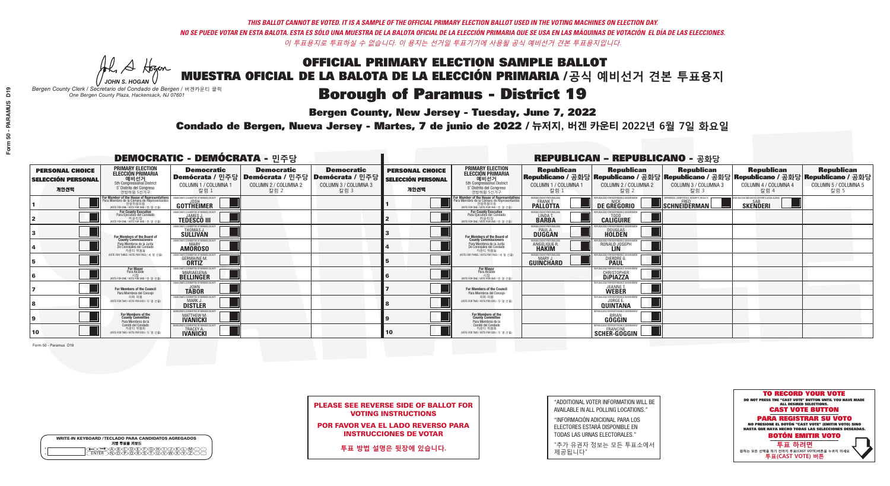*THIS BALLOT CANNOT BE VOTED. IT IS A SAMPLE OF THE OFFICIAL PRIMARY ELECTION BALLOT USED IN THE VOTING MACHINES ON ELECTION DAY.*
*NO SE PUEDE VOTAR EN ESTA BALOTA. ESTA ES SÓLO UNA MUESTRA DE LA BALOTA OFICIAL DE LA ELECCIÓN PRIMARIA QUE SE USA EN LAS MÁQUINAS DE VOTACIÓN EL DÍA DE LAS ELECCIONES.*
*이 투표용지로 투표하실 수 없습니다. 이 용지는 선거일 투표기기에 사용될 공식 예비선거 견본 투표용지입니다.*

JOHN S. HOGAN
*Bergen County Clerk / Secretario del Condado de Bergen / 버겐카운티 클럭*
*One Bergen County Plaza, Hackensack, NJ 07601*

# OFFICIAL PRIMARY ELECTION SAMPLE BALLOT
# MUESTRA OFICIAL DE LA BALOTA DE LA ELECCIÓN PRIMARIA /공식 예비선거 견본 투표용지

## Borough of Paramus - District 19

**Bergen County, New Jersey - Tuesday, June 7, 2022**

**Condado de Bergen, Nueva Jersey - Martes, 7 de junio de 2022 / 뉴저지, 버겐 카운티 2022년 6월 7일 화요일**

### DEMOCRATIC - DEMÓCRATA - 민주당

| PERSONAL CHOICE / SELECCIÓN PERSONAL / 개인선택 | PRIMARY ELECTION / ELECCIÓN PRIMARIA / 예비선거 / 5th Congressional District / 5° Distrito del Congreso / 연방하원 5선거구 | Democratic / Demócrata / 민주당 COLUMN 1 / COLUMNA 1 / 칼럼 1 | Democratic / Demócrata / 민주당 COLUMN 2 / COLUMNA 2 / 칼럼 2 | Democratic / Demócrata / 민주당 COLUMN 3 / COLUMNA 3 / 칼럼 3 |
|---|---|---|---|---|
| 1 | For Member of the House of Representatives / Para Miembro de la Cámara de Representantes / 연방하원의원 (VOTE FOR ONE / VOTE POR UNO / 한 명 선출) | JOSH GOTTHEIMER | | |
| 2 | For County Executive / Para Ejecutivo del Condado / 카운티장 (VOTE FOR ONE / VOTE POR UNO / 한 명 선출) | JAMES J. TEDESCO III | | |
| 3 | For Members of the Board of County Commissioners / Para Miembros de la Junta De Concejales del Condado / 카운티 위원들 (VOTE FOR THREE / VOTE POR TRES / 세 명 선출) | THOMAS J. SULLIVAN | | |
| 4 | | MARY AMOROSO | | |
| 5 | | GERMAINE M. ORTIZ | | |
| 6 | For Mayor / Para Alcalde / 시장 (VOTE FOR ONE / VOTE POR UNO / 한 명 선출) | MARIAELENA BELLINGER | | |
| 7 | For Members of the Council / Para Miembros del Concejo / 의회 의원 (VOTE FOR TWO / VOTE POR DOS / 두 명 선출) | JOHN TABOR | | |
| 8 | | MARK J. DISTLER | | |
| 9 | For Members of the County Committee / Para Miembros de la Comité del Condado / 카운티 위원회 (VOTE FOR TWO / VOTE POR DOS / 두 명 선출) | MATTHEW M. IVANICKI | | |
| 10 | | TRACEY A. IVANICKI | | |

### REPUBLICAN - REPUBLICANO - 공화당

| PERSONAL CHOICE / SELECCIÓN PERSONAL / 개인선택 | PRIMARY ELECTION / ELECCIÓN PRIMARIA / 예비선거 / 5th Congressional District / 5° Distrito del Congreso / 연방하원 5선거구 | Republican / Republicano / 공화당 COLUMN 1 / COLUMNA 1 / 칼럼 1 | Republican / Republicano / 공화당 COLUMN 2 / COLUMNA 2 / 칼럼 2 | Republican / Republicano / 공화당 COLUMN 3 / COLUMNA 3 / 칼럼 3 | Republican / Republicano / 공화당 COLUMN 4 / COLUMNA 4 / 칼럼 4 | Republican / Republicano / 공화당 COLUMN 5 / COLUMNA 5 / 칼럼 5 |
|---|---|---|---|---|---|---|
| 1 | For Member of the House of Representatives / Para Miembro de la Cámara de Representantes / 연방하원의원 (VOTE FOR ONE / VOTE POR UNO / 한 명 선출) | FRANK T. PALLOTTA | NICK DE GREGORIO | FRED SCHNEIDERMAN | SAB SKENDERI | |
| 2 | For County Executive / Para Ejecutivo del Condado / 카운티장 (VOTE FOR ONE / VOTE POR UNO / 한 명 선출) | LINDA T. BARBA | TODD CALIGUIRE | | | |
| 3 | For Members of the Board of County Commissioners / Para Miembros de la Junta De Concejales del Condado / 카운티 위원들 (VOTE FOR THREE / VOTE POR TRES / 세 명 선출) | PAUL A. DUGGAN | DOUGLAS HOLDEN | | | |
| 4 | | ANGELIQUE R. HAKIM | RONALD JOSEPH LIN | | | |
| 5 | | MARY J. GUINCHARD | DIERDRE G. PAUL | | | |
| 6 | For Mayor / Para Alcalde / 시장 (VOTE FOR ONE / VOTE POR UNO / 한 명 선출) | | CHRISTOPHER DiPIAZZA | | | |
| 7 | For Members of the Council / Para Miembros del Concejo / 의회 의원 (VOTE FOR TWO / VOTE POR DOS / 두 명 선출) | | JEANNE T. WEBER | | | |
| 8 | | | JORGE E. QUINTANA | | | |
| 9 | For Members of the County Committee / Para Miembros de la Comité del Condado / 카운티 위원회 (VOTE FOR TWO / VOTE POR DOS / 두 명 선출) | | BRIAN GOGGIN | | | |
| 10 | | | FRANCINE SCHER-GOGGIN | | | |

Form 50 - Paramus D19

**PLEASE SEE REVERSE SIDE OF BALLOT FOR VOTING INSTRUCTIONS**

**POR FAVOR VEA EL LADO REVERSO PARA INSTRUCCIONES DE VOTAR**

**투표 방법 설명은 뒷장에 있습니다.**

"ADDITIONAL VOTER INFORMATION WILL BE AVAILABLE IN ALL POLLING LOCATIONS."

"INFORMACIÓN ADICIONAL PARA LOS ELECTORES ESTARÁ DISPONIBLE EN TODAS LAS URNAS ELECTORALES."

"추가 유권자 정보는 모든 투표소에서 제공됩니다"

**TO RECORD YOUR VOTE**
DO NOT PRESS THE "CAST VOTE" BUTTON UNTIL YOU HAVE MADE ALL DESIRED SELECTIONS.
**CAST VOTE BUTTON**

**PARA REGISTRAR SU VOTO**
NO PRESIONE EL BOTÓN "CAST VOTE" (EMITIR VOTO) SINO HASTA QUE HAYA HECHO TODAS LAS SELECCIONES DESEADAS.
**BOTÓN EMITIR VOTO**

**투표 하려면**
원하는 모든 선택을 하기 전까지 투표(CAST VOTE)버튼을 누르지 마세요
**투표(CAST VOTE) 버튼**

WRITE-IN KEYBOARD /TECLADO PARA CANDIDATOS AGREGADOS
기명 투표용 키보드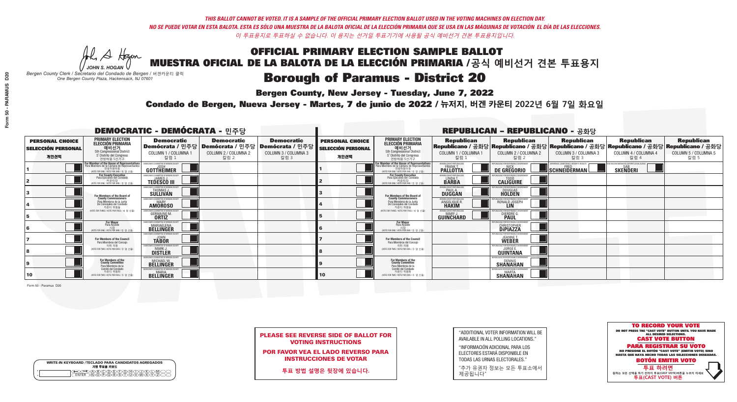*THIS BALLOT CANNOT BE VOTED. IT IS A SAMPLE OF THE OFFICIAL PRIMARY ELECTION BALLOT USED IN THE VOTING MACHINES ON ELECTION DAY.*
*NO SE PUEDE VOTAR EN ESTA BALOTA. ESTA ES SÓLO UNA MUESTRA DE LA BALOTA OFICIAL DE LA ELECCIÓN PRIMARIA QUE SE USA EN LAS MÁQUINAS DE VOTACIÓN EL DÍA DE LAS ELECCIONES.*
*이 투표용지로 투표하실 수 없습니다. 이 용지는 선거일 투표기기에 사용될 공식 예비선거 견본 투표용지입니다.*

JOHN S. HOGAN
*Bergen County Clerk / Secretario del Condado de Bergen / 버겐카운티 클럭*
*One Bergen County Plaza, Hackensack, NJ 07601*

# OFFICIAL PRIMARY ELECTION SAMPLE BALLOT
# MUESTRA OFICIAL DE LA BALOTA DE LA ELECCIÓN PRIMARIA /공식 예비선거 견본 투표용지
## Borough of Paramus - District 20

**Bergen County, New Jersey - Tuesday, June 7, 2022**
**Condado de Bergen, Nueva Jersey - Martes, 7 de junio de 2022 / 뉴저지, 버겐 카운티 2022년 6월 7일 화요일**

## DEMOCRATIC - DEMÓCRATA - 민주당

| PERSONAL CHOICE / SELECCIÓN PERSONAL / 개인선택 | PRIMARY ELECTION / ELECCIÓN PRIMARIA / 예비선거 | Democratic / Demócrata / 민주당 COLUMN 1 / COLUMNA 1 / 칼럼 1 | Democratic / Demócrata / 민주당 COLUMN 2 / COLUMNA 2 / 칼럼 2 | Democratic / Demócrata / 민주당 COLUMN 3 / COLUMNA 3 / 칼럼 3 |
|---|---|---|---|---|
| 1 | For Member of the House of Representatives (5th Congressional District) (VOTE FOR ONE / VOTE POR UNO / 한 명 선출) | JOSH GOTTHEIMER | | |
| 2 | For County Executive (VOTE FOR ONE / VOTE POR UNO / 한 명 선출) | JAMES J. TEDESCO III | | |
| 3 | For Members of the Board of County Commissioners (VOTE FOR THREE / VOTE POR TRES / 세 명 선출) | THOMAS J. SULLIVAN | | |
| 4 | | MARY AMOROSO | | |
| 5 | | GERMAINE M. ORTIZ | | |
| 6 | For Mayor / Para Alcalde / 시장 (VOTE FOR ONE / VOTE POR UNO / 한 명 선출) | MARIAELENA BELLINGER | | |
| 7 | For Members of the Council / Para Miembros del Concejo / 의회 의원 (VOTE FOR TWO / VOTE POR DOS / 두 명 선출) | JOHN TABOR | | |
| 8 | | MARK J. DISTLER | | |
| 9 | For Members of the County Committee / Para Miembros de la Comité del Condado / 카운티 위원회 (VOTE FOR TWO / VOTE POR DOS / 두 명 선출) | MICHAEL W. BELLINGER | | |
| 10 | | MARIA BELLINGER | | |

## REPUBLICAN - REPUBLICANO - 공화당

| PERSONAL CHOICE / SELECCIÓN PERSONAL / 개인선택 | PRIMARY ELECTION / ELECCIÓN PRIMARIA / 예비선거 | Republican / Republicano / 공화당 COLUMN 1 / COLUMNA 1 / 칼럼 1 | Republican / Republicano / 공화당 COLUMN 2 / COLUMNA 2 / 칼럼 2 | Republican / Republicano / 공화당 COLUMN 3 / COLUMNA 3 / 칼럼 3 | Republican / Republicano / 공화당 COLUMN 4 / COLUMNA 4 / 칼럼 4 | Republican / Republicano / 공화당 COLUMN 5 / COLUMNA 5 / 칼럼 5 |
|---|---|---|---|---|---|---|
| 1 | For Member of the House of Representatives (5th Congressional District) (VOTE FOR ONE / VOTE POR UNO / 한 명 선출) | FRANK T. PALLOTTA | NICK DE GREGORIO | FRED SCHNEIDERMAN | SAB SKENDERI | |
| 2 | For County Executive (VOTE FOR ONE / VOTE POR UNO / 한 명 선출) | LINDA T. BARBA | TODD CALIGUIRE | | | |
| 3 | For Members of the Board of County Commissioners (VOTE FOR THREE / VOTE POR TRES / 세 명 선출) | PAUL A. DUGGAN | DOUGLAS HOLDEN | | | |
| 4 | | ANGELIQUE R. HAKIM | RONALD JOSEPH LIN | | | |
| 5 | | MARY J. GUINCHARD | DIERDRE G. PAUL | | | |
| 6 | For Mayor / Para Alcalde / 시장 (VOTE FOR ONE / VOTE POR UNO / 한 명 선출) | | CHRISTOPHER DiPIAZZA | | | |
| 7 | For Members of the Council / Para Miembros del Concejo / 의회 의원 (VOTE FOR TWO / VOTE POR DOS / 두 명 선출) | | JEANNE T. WEBER | | | |
| 8 | | | JORGE E. QUINTANA | | | |
| 9 | For Members of the County Committee / Para Miembros de la Comité del Condado / 카운티 위원회 (VOTE FOR TWO / VOTE POR DOS / 두 명 선출) | | DENNIS SHANAHAN | | | |
| 10 | | | MARTA SHANAHAN | | | |

Form 50 - Paramus D20

**PLEASE SEE REVERSE SIDE OF BALLOT FOR VOTING INSTRUCTIONS**

**POR FAVOR VEA EL LADO REVERSO PARA INSTRUCCIONES DE VOTAR**

**투표 방법 설명은 뒷장에 있습니다.**

"ADDITIONAL VOTER INFORMATION WILL BE AVAILABLE IN ALL POLLING LOCATIONS."

"INFORMACIÓN ADICIONAL PARA LOS ELECTORES ESTARÁ DISPONIBLE EN TODAS LAS URNAS ELECTORALES."

"추가 유권자 정보는 모든 투표소에서 제공됩니다"

WRITE-IN KEYBOARD /TECLADO PARA CANDIDATOS AGREGADOS
기명 투표용 키보드

**TO RECORD YOUR VOTE**
DO NOT PRESS THE "CAST VOTE" BUTTON UNTIL YOU HAVE MADE ALL DESIRED SELECTIONS.
**CAST VOTE BUTTON**

**PARA REGISTRAR SU VOTO**
NO PRESIONE EL BOTÓN "CAST VOTE" (EMITIR VOTO) SINO HASTA QUE HAYA HECHO TODAS LAS SELECCIONES DESEADAS.
**BOTÓN EMITIR VOTO**

**투표 하려면**
원하는 모든 선택을 하기 전까지 투표(CAST VOTE)버튼을 누르지 마세요
**투표(CAST VOTE) 버튼**